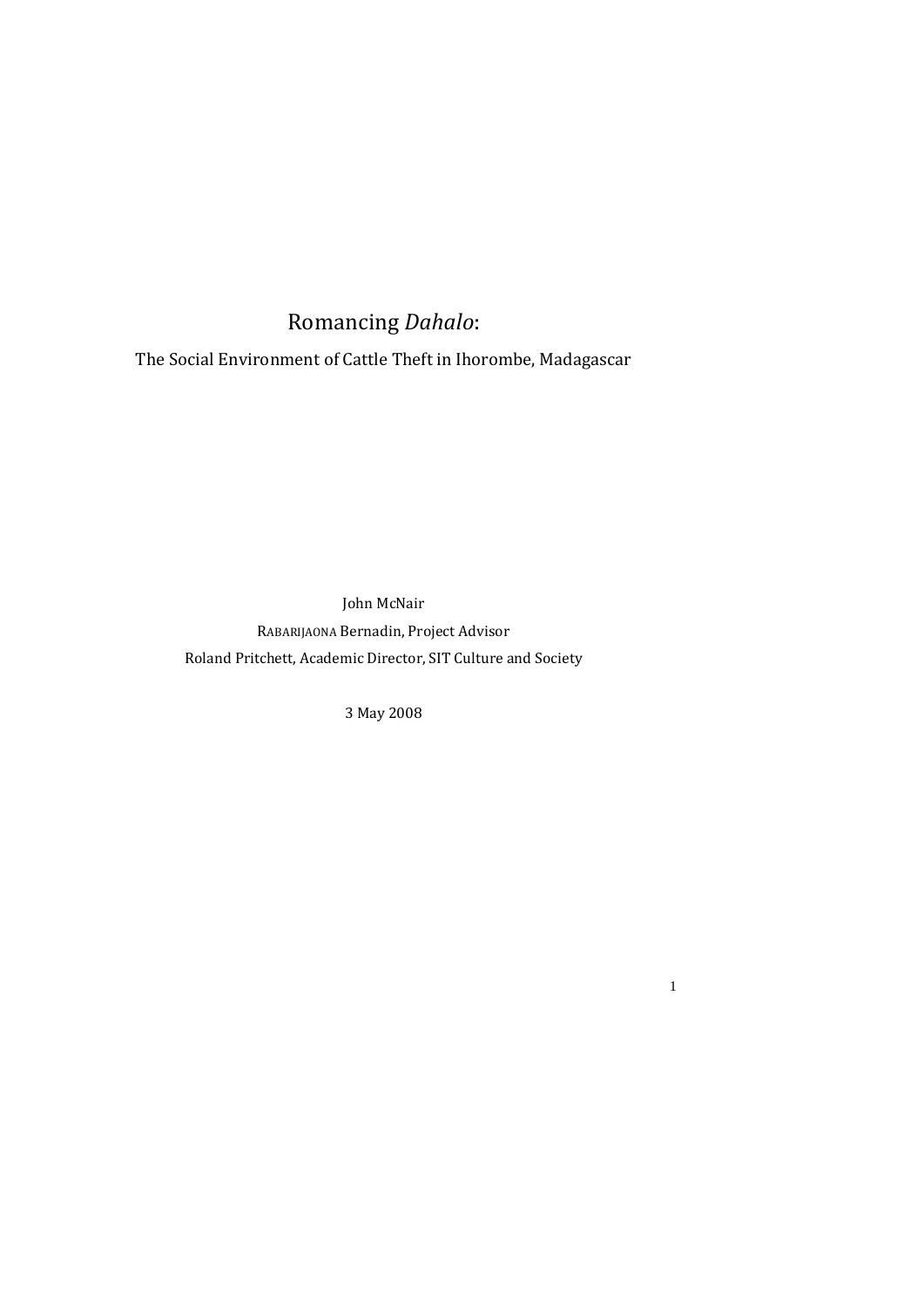# Romancing *Dahalo*:

The Social Environment of Cattle Theft in Ihorombe, Madagascar

John McNair

RABARIJAONA Bernadin, Project Advisor

Roland Pritchett, Academic Director, SIT Culture and Society

3 May 2008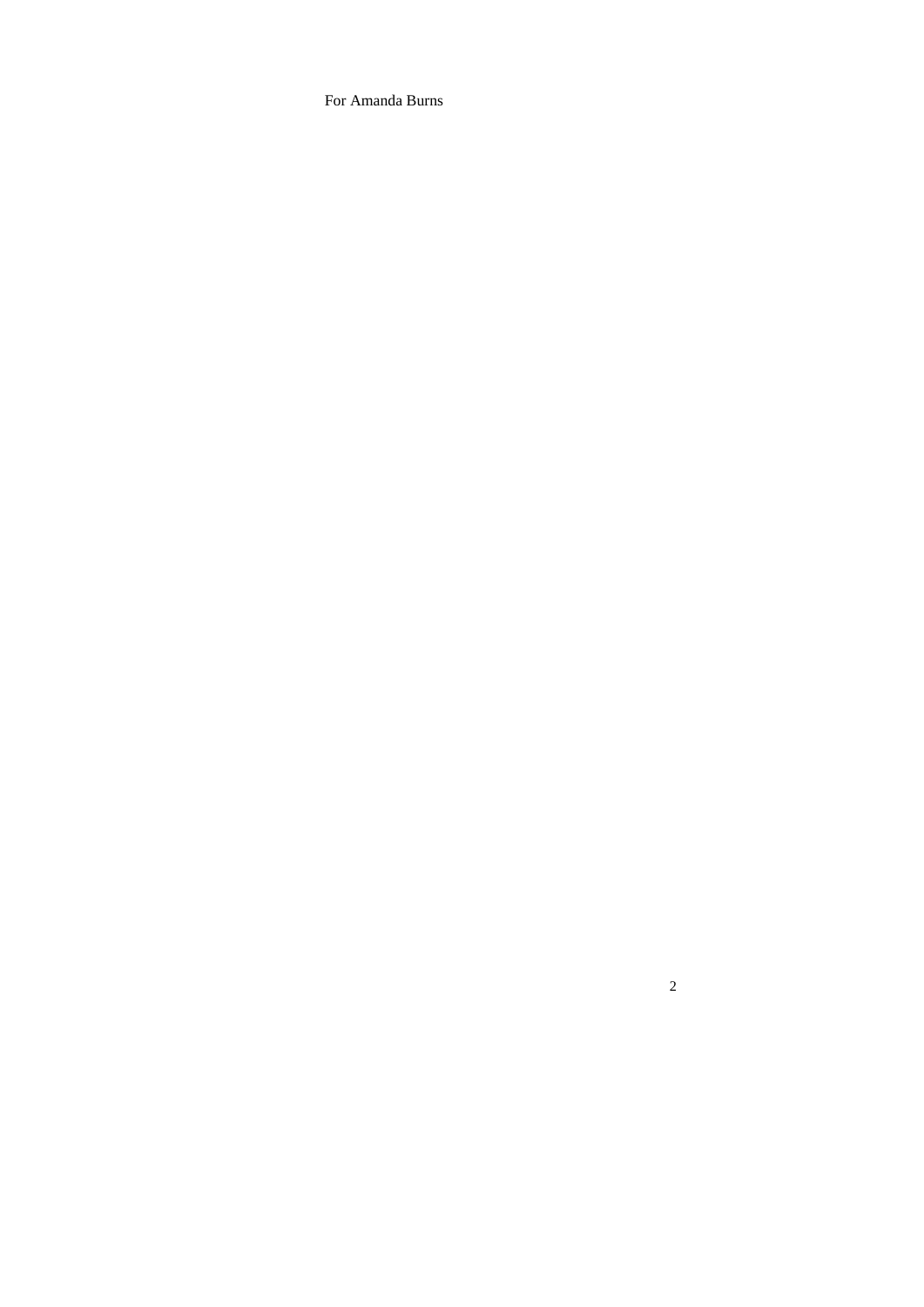For Amanda Burns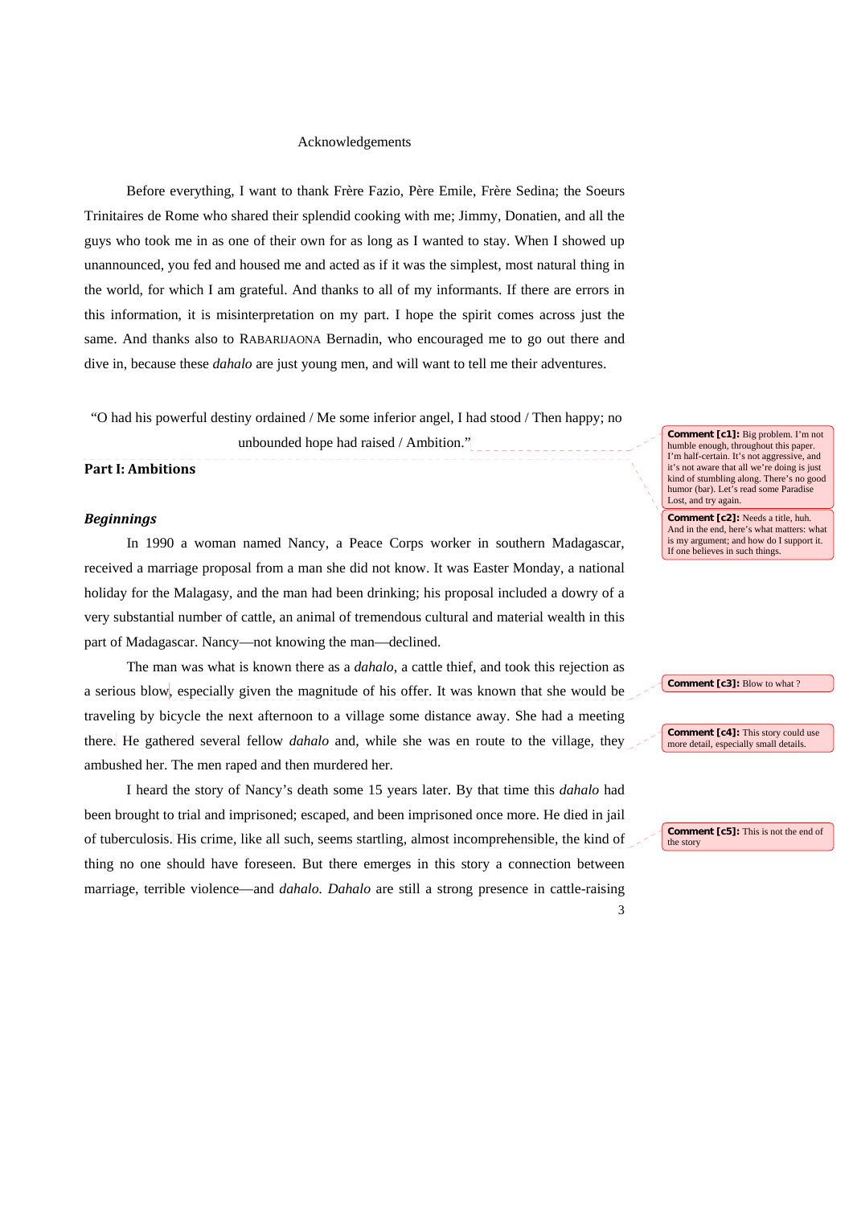Acknowledgements

Before everything, I want to thank Frère Fazio, Père Emile, Frère Sedina; the Soeurs Trinitaires de Rome who shared their splendid cooking with me; Jimmy, Donatien, and all the guys who took me in as one of their own for as long as I wanted to stay. When I showed up unannounced, you fed and housed me and acted as if it was the simplest, most natural thing in the world, for which I am grateful. And thanks to all of my informants. If there are errors in this information, it is misinterpretation on my part. I hope the spirit comes across just the same. And thanks also to RABARIJAONA Bernadin, who encouraged me to go out there and dive in, because these *dahalo* are just young men, and will want to tell me their adventures.

"O had his powerful destiny ordained / Me some inferior angel, I had stood / Then happy; no unbounded hope had raised / Ambition."

## Part I: Ambitions

### *Beginnings*

In 1990 a woman named Nancy, a Peace Corps worker in southern Madagascar, received a marriage proposal from a man she did not know. It was Easter Monday, a national holiday for the Malagasy, and the man had been drinking; his proposal included a dowry of a very substantial number of cattle, an animal of tremendous cultural and material wealth in this part of Madagascar. Nancy—not knowing the man—declined.

The man was what is known there as a *dahalo*, a cattle thief, and took this rejection as a serious blow, especially given the magnitude of his offer. It was known that she would be traveling by bicycle the next afternoon to a village some distance away. She had a meeting there. He gathered several fellow *dahalo* and, while she was en route to the village, they ambushed her. The men raped and then murdered her.

I heard the story of Nancy's death some 15 years later. By that time this *dahalo* had been brought to trial and imprisoned; escaped, and been imprisoned once more. He died in jail of tuberculosis. His crime, like all such, seems startling, almost incomprehensible, the kind of thing no one should have foreseen. But there emerges in this story a connection between marriage, terrible violence—and *dahalo*. *Dahalo* are still a strong presence in cattle-raising

---

**Comment [c1]:** Big problem. I'm not humble enough, throughout this paper. I'm half-certain. It's not aggressive, and it's not aware that all we're doing is just kind of stumbling along. There's no good humor (bar). Let's read some Paradise Lost, and try again.

**Comment [c2]:** Needs a title, huh. And in the end, here's what matters: what is my argument; and how do I support it. If one believes in such things.

**Comment [c3]:** Blow to what ?

**Comment [c4]:** This story could use more detail, especially small details.

**Comment [c5]:** This is not the end of the story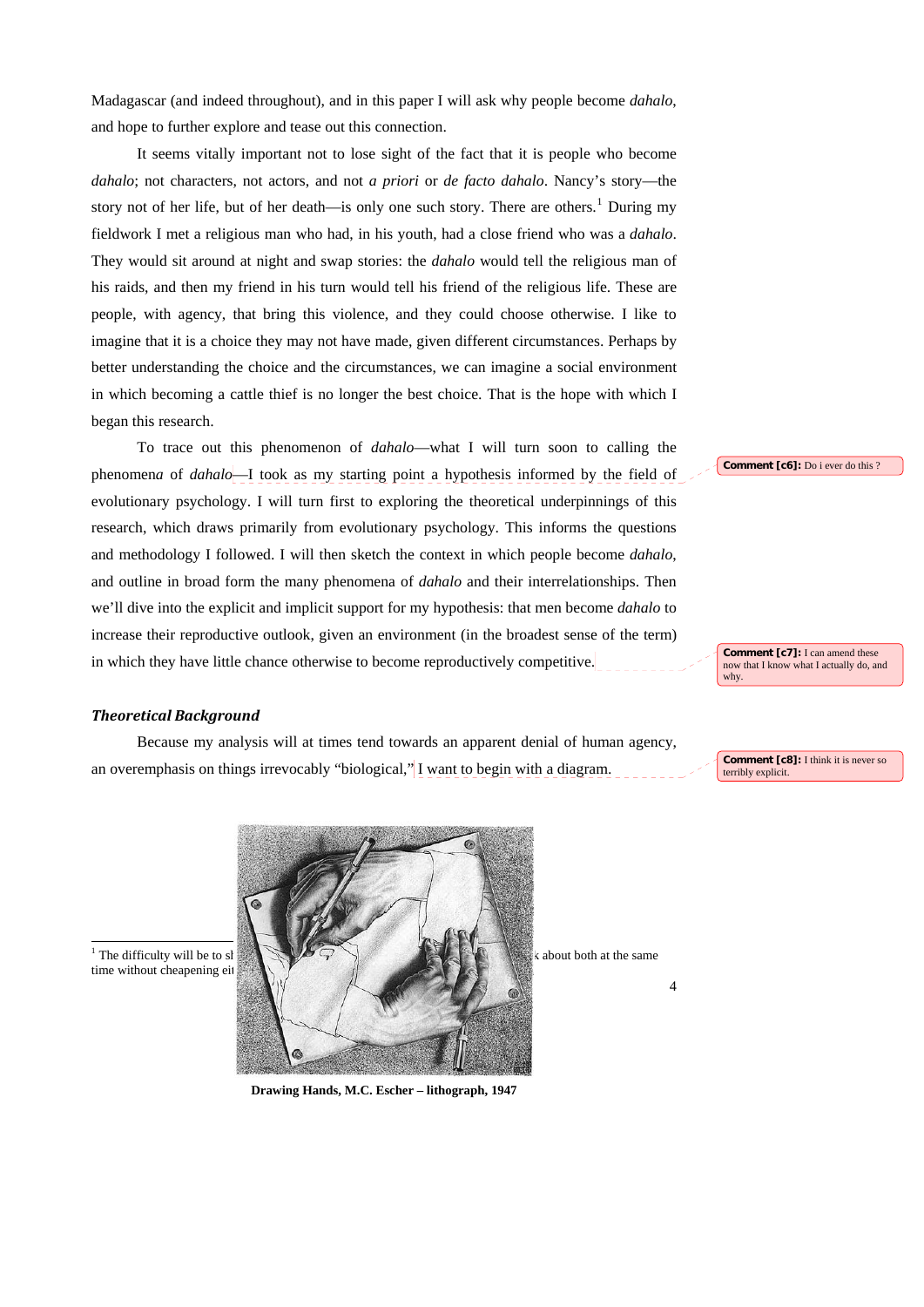Madagascar (and indeed throughout), and in this paper I will ask why people become *dahalo*, and hope to further explore and tease out this connection.

It seems vitally important not to lose sight of the fact that it is people who become *dahalo*; not characters, not actors, and not *a priori* or *de facto dahalo*. Nancy's story—the story not of her life, but of her death—is only one such story. There are others.[1] During my fieldwork I met a religious man who had, in his youth, had a close friend who was a *dahalo*. They would sit around at night and swap stories: the *dahalo* would tell the religious man of his raids, and then my friend in his turn would tell his friend of the religious life. These are people, with agency, that bring this violence, and they could choose otherwise. I like to imagine that it is a choice they may not have made, given different circumstances. Perhaps by better understanding the choice and the circumstances, we can imagine a social environment in which becoming a cattle thief is no longer the best choice. That is the hope with which I began this research.

To trace out this phenomenon of *dahalo*—what I will turn soon to calling the phenomen*a* of *dahalo*—I took as my starting point a hypothesis informed by the field of evolutionary psychology. I will turn first to exploring the theoretical underpinnings of this research, which draws primarily from evolutionary psychology. This informs the questions and methodology I followed. I will then sketch the context in which people become *dahalo*, and outline in broad form the many phenomena of *dahalo* and their interrelationships. Then we'll dive into the explicit and implicit support for my hypothesis: that men become *dahalo* to increase their reproductive outlook, given an environment (in the broadest sense of the term) in which they have little chance otherwise to become reproductively competitive.

***Theoretical Background***

Because my analysis will at times tend towards an apparent denial of human agency, an overemphasis on things irrevocably "biological," I want to begin with a diagram.

**Comment [c6]:** Do i ever do this ?

**Comment [c7]:** I can amend these now that I know what I actually do, and why.

**Comment [c8]:** I think it is never so terribly explicit.

**Drawing Hands, M.C. Escher – lithograph, 1947**

[1] The difficulty will be to sl... ...k about both at the same time without cheapening ei...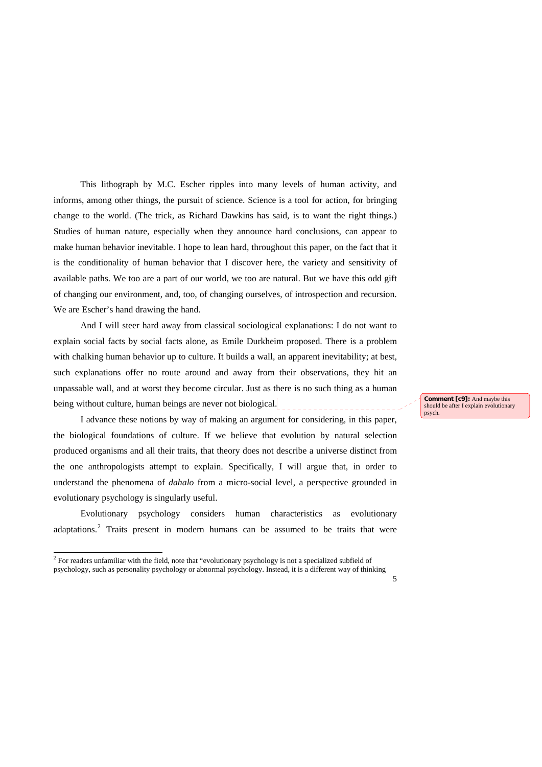This lithograph by M.C. Escher ripples into many levels of human activity, and informs, among other things, the pursuit of science. Science is a tool for action, for bringing change to the world. (The trick, as Richard Dawkins has said, is to want the right things.) Studies of human nature, especially when they announce hard conclusions, can appear to make human behavior inevitable. I hope to lean hard, throughout this paper, on the fact that it is the conditionality of human behavior that I discover here, the variety and sensitivity of available paths. We too are a part of our world, we too are natural. But we have this odd gift of changing our environment, and, too, of changing ourselves, of introspection and recursion. We are Escher's hand drawing the hand.

And I will steer hard away from classical sociological explanations: I do not want to explain social facts by social facts alone, as Emile Durkheim proposed. There is a problem with chalking human behavior up to culture. It builds a wall, an apparent inevitability; at best, such explanations offer no route around and away from their observations, they hit an unpassable wall, and at worst they become circular. Just as there is no such thing as a human being without culture, human beings are never not biological.

> **Comment [c9]:** And maybe this should be after I explain evolutionary psych.

I advance these notions by way of making an argument for considering, in this paper, the biological foundations of culture. If we believe that evolution by natural selection produced organisms and all their traits, that theory does not describe a universe distinct from the one anthropologists attempt to explain. Specifically, I will argue that, in order to understand the phenomena of *dahalo* from a micro-social level, a perspective grounded in evolutionary psychology is singularly useful.

Evolutionary psychology considers human characteristics as evolutionary adaptations.[2] Traits present in modern humans can be assumed to be traits that were

[2] For readers unfamiliar with the field, note that "evolutionary psychology is not a specialized subfield of psychology, such as personality psychology or abnormal psychology. Instead, it is a different way of thinking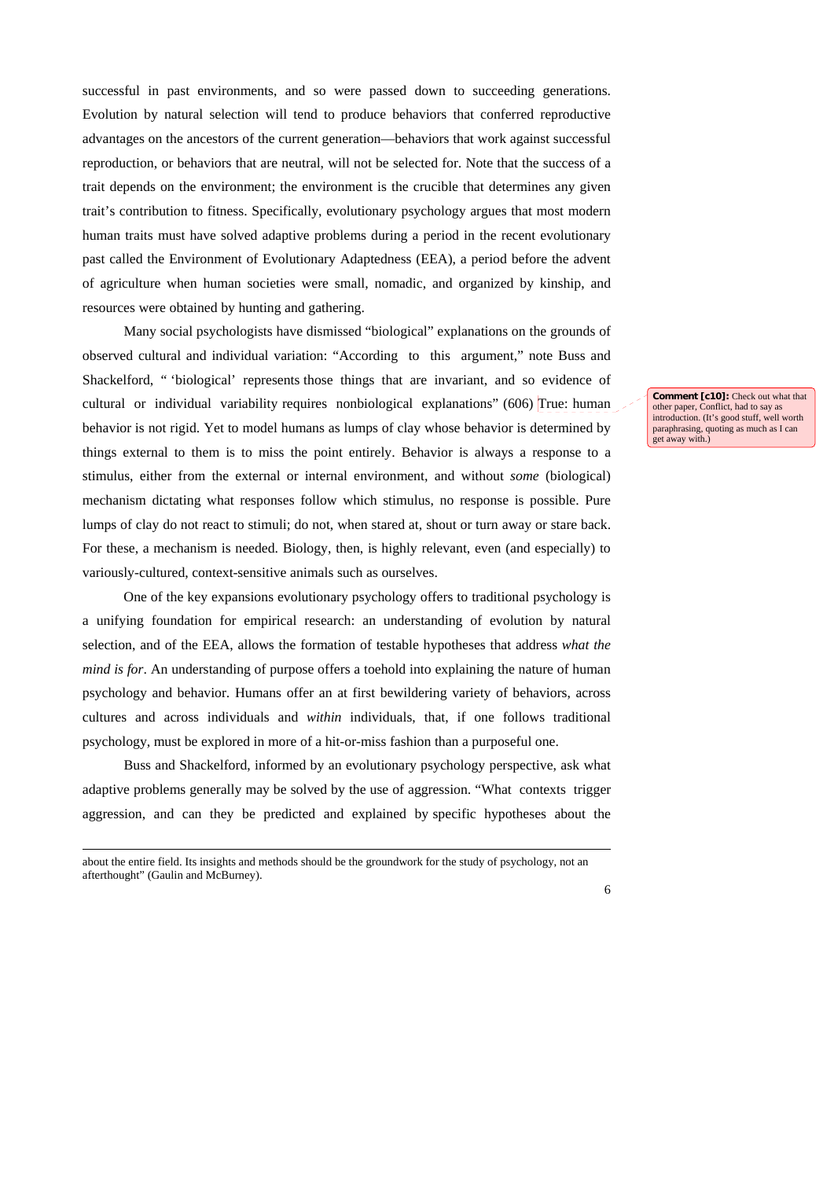successful in past environments, and so were passed down to succeeding generations. Evolution by natural selection will tend to produce behaviors that conferred reproductive advantages on the ancestors of the current generation—behaviors that work against successful reproduction, or behaviors that are neutral, will not be selected for. Note that the success of a trait depends on the environment; the environment is the crucible that determines any given trait's contribution to fitness. Specifically, evolutionary psychology argues that most modern human traits must have solved adaptive problems during a period in the recent evolutionary past called the Environment of Evolutionary Adaptedness (EEA), a period before the advent of agriculture when human societies were small, nomadic, and organized by kinship, and resources were obtained by hunting and gathering.

Many social psychologists have dismissed "biological" explanations on the grounds of observed cultural and individual variation: "According to this argument," note Buss and Shackelford, " 'biological' represents those things that are invariant, and so evidence of cultural or individual variability requires nonbiological explanations" (606) True: human behavior is not rigid. Yet to model humans as lumps of clay whose behavior is determined by things external to them is to miss the point entirely. Behavior is always a response to a stimulus, either from the external or internal environment, and without *some* (biological) mechanism dictating what responses follow which stimulus, no response is possible. Pure lumps of clay do not react to stimuli; do not, when stared at, shout or turn away or stare back. For these, a mechanism is needed. Biology, then, is highly relevant, even (and especially) to variously-cultured, context-sensitive animals such as ourselves.

**Comment [c10]:** Check out what that other paper, Conflict, had to say as introduction. (It's good stuff, well worth paraphrasing, quoting as much as I can get away with.)

One of the key expansions evolutionary psychology offers to traditional psychology is a unifying foundation for empirical research: an understanding of evolution by natural selection, and of the EEA, allows the formation of testable hypotheses that address *what the mind is for*. An understanding of purpose offers a toehold into explaining the nature of human psychology and behavior. Humans offer an at first bewildering variety of behaviors, across cultures and across individuals and *within* individuals, that, if one follows traditional psychology, must be explored in more of a hit-or-miss fashion than a purposeful one.

Buss and Shackelford, informed by an evolutionary psychology perspective, ask what adaptive problems generally may be solved by the use of aggression. "What contexts trigger aggression, and can they be predicted and explained by specific hypotheses about the

---

about the entire field. Its insights and methods should be the groundwork for the study of psychology, not an afterthought" (Gaulin and McBurney).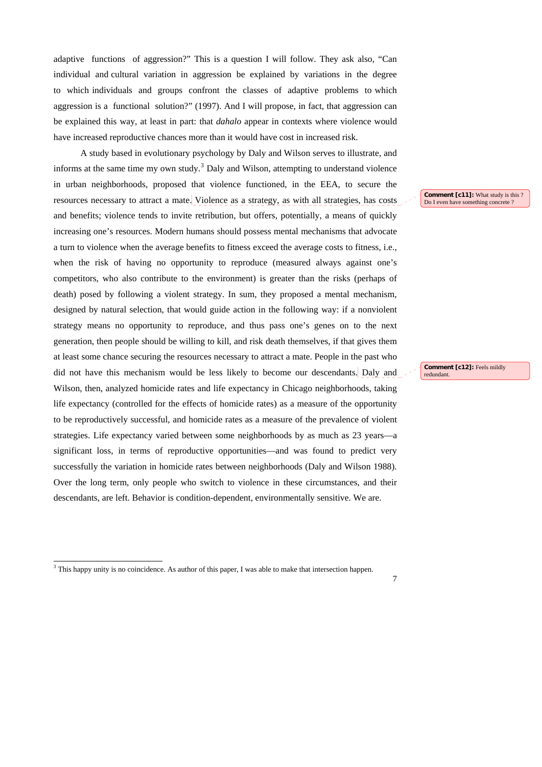adaptive functions of aggression?" This is a question I will follow. They ask also, "Can individual and cultural variation in aggression be explained by variations in the degree to which individuals and groups confront the classes of adaptive problems to which aggression is a functional solution?" (1997). And I will propose, in fact, that aggression can be explained this way, at least in part: that *dahalo* appear in contexts where violence would have increased reproductive chances more than it would have cost in increased risk.

A study based in evolutionary psychology by Daly and Wilson serves to illustrate, and informs at the same time my own study.[3] Daly and Wilson, attempting to understand violence in urban neighborhoods, proposed that violence functioned, in the EEA, to secure the resources necessary to attract a mate. Violence as a strategy, as with all strategies, has costs and benefits; violence tends to invite retribution, but offers, potentially, a means of quickly increasing one's resources. Modern humans should possess mental mechanisms that advocate a turn to violence when the average benefits to fitness exceed the average costs to fitness, i.e., when the risk of having no opportunity to reproduce (measured always against one's competitors, who also contribute to the environment) is greater than the risks (perhaps of death) posed by following a violent strategy. In sum, they proposed a mental mechanism, designed by natural selection, that would guide action in the following way: if a nonviolent strategy means no opportunity to reproduce, and thus pass one's genes on to the next generation, then people should be willing to kill, and risk death themselves, if that gives them at least some chance securing the resources necessary to attract a mate. People in the past who did not have this mechanism would be less likely to become our descendants. Daly and Wilson, then, analyzed homicide rates and life expectancy in Chicago neighborhoods, taking life expectancy (controlled for the effects of homicide rates) as a measure of the opportunity to be reproductively successful, and homicide rates as a measure of the prevalence of violent strategies. Life expectancy varied between some neighborhoods by as much as 23 years—a significant loss, in terms of reproductive opportunities—and was found to predict very successfully the variation in homicide rates between neighborhoods (Daly and Wilson 1988). Over the long term, only people who switch to violence in these circumstances, and their descendants, are left. Behavior is condition-dependent, environmentally sensitive. We are.

> **Comment [c11]:** What study is this ? Do I even have something concrete ?

> **Comment [c12]:** Feels mildly redundant.

[3] This happy unity is no coincidence. As author of this paper, I was able to make that intersection happen.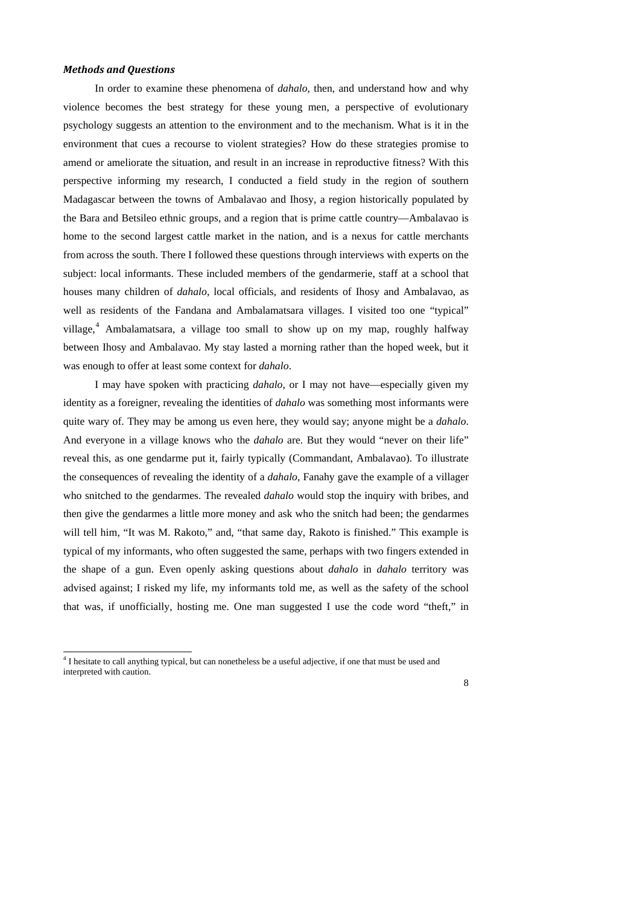### *Methods and Questions*

In order to examine these phenomena of *dahalo*, then, and understand how and why violence becomes the best strategy for these young men, a perspective of evolutionary psychology suggests an attention to the environment and to the mechanism. What is it in the environment that cues a recourse to violent strategies? How do these strategies promise to amend or ameliorate the situation, and result in an increase in reproductive fitness? With this perspective informing my research, I conducted a field study in the region of southern Madagascar between the towns of Ambalavao and Ihosy, a region historically populated by the Bara and Betsileo ethnic groups, and a region that is prime cattle country—Ambalavao is home to the second largest cattle market in the nation, and is a nexus for cattle merchants from across the south. There I followed these questions through interviews with experts on the subject: local informants. These included members of the gendarmerie, staff at a school that houses many children of *dahalo*, local officials, and residents of Ihosy and Ambalavao, as well as residents of the Fandana and Ambalamatsara villages. I visited too one "typical" village,[4] Ambalamatsara, a village too small to show up on my map, roughly halfway between Ihosy and Ambalavao. My stay lasted a morning rather than the hoped week, but it was enough to offer at least some context for *dahalo*.

I may have spoken with practicing *dahalo*, or I may not have—especially given my identity as a foreigner, revealing the identities of *dahalo* was something most informants were quite wary of. They may be among us even here, they would say; anyone might be a *dahalo*. And everyone in a village knows who the *dahalo* are. But they would "never on their life" reveal this, as one gendarme put it, fairly typically (Commandant, Ambalavao). To illustrate the consequences of revealing the identity of a *dahalo*, Fanahy gave the example of a villager who snitched to the gendarmes. The revealed *dahalo* would stop the inquiry with bribes, and then give the gendarmes a little more money and ask who the snitch had been; the gendarmes will tell him, "It was M. Rakoto," and, "that same day, Rakoto is finished." This example is typical of my informants, who often suggested the same, perhaps with two fingers extended in the shape of a gun. Even openly asking questions about *dahalo* in *dahalo* territory was advised against; I risked my life, my informants told me, as well as the safety of the school that was, if unofficially, hosting me. One man suggested I use the code word "theft," in

---

[4] I hesitate to call anything typical, but can nonetheless be a useful adjective, if one that must be used and interpreted with caution.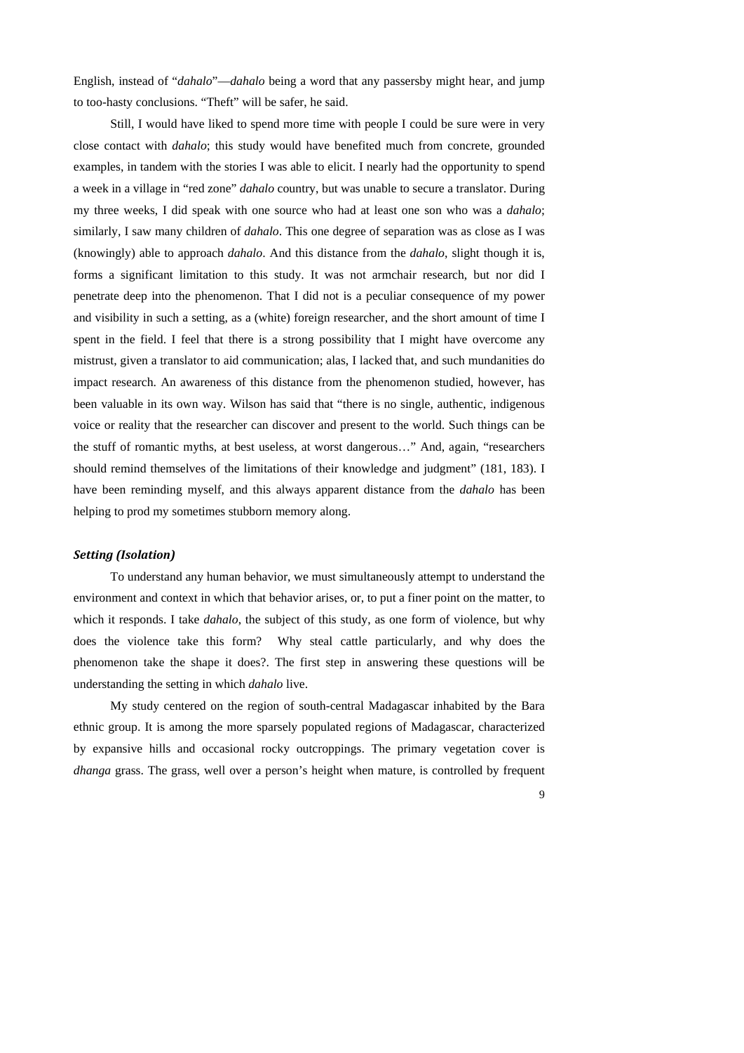English, instead of "*dahalo*"—*dahalo* being a word that any passersby might hear, and jump to too-hasty conclusions. "Theft" will be safer, he said.

Still, I would have liked to spend more time with people I could be sure were in very close contact with *dahalo*; this study would have benefited much from concrete, grounded examples, in tandem with the stories I was able to elicit. I nearly had the opportunity to spend a week in a village in "red zone" *dahalo* country, but was unable to secure a translator. During my three weeks, I did speak with one source who had at least one son who was a *dahalo*; similarly, I saw many children of *dahalo*. This one degree of separation was as close as I was (knowingly) able to approach *dahalo*. And this distance from the *dahalo*, slight though it is, forms a significant limitation to this study. It was not armchair research, but nor did I penetrate deep into the phenomenon. That I did not is a peculiar consequence of my power and visibility in such a setting, as a (white) foreign researcher, and the short amount of time I spent in the field. I feel that there is a strong possibility that I might have overcome any mistrust, given a translator to aid communication; alas, I lacked that, and such mundanities do impact research. An awareness of this distance from the phenomenon studied, however, has been valuable in its own way. Wilson has said that "there is no single, authentic, indigenous voice or reality that the researcher can discover and present to the world. Such things can be the stuff of romantic myths, at best useless, at worst dangerous…" And, again, "researchers should remind themselves of the limitations of their knowledge and judgment" (181, 183). I have been reminding myself, and this always apparent distance from the *dahalo* has been helping to prod my sometimes stubborn memory along.

### *Setting (Isolation)*

To understand any human behavior, we must simultaneously attempt to understand the environment and context in which that behavior arises, or, to put a finer point on the matter, to which it responds. I take *dahalo*, the subject of this study, as one form of violence, but why does the violence take this form? Why steal cattle particularly, and why does the phenomenon take the shape it does?. The first step in answering these questions will be understanding the setting in which *dahalo* live.

My study centered on the region of south-central Madagascar inhabited by the Bara ethnic group. It is among the more sparsely populated regions of Madagascar, characterized by expansive hills and occasional rocky outcroppings. The primary vegetation cover is *dhanga* grass. The grass, well over a person's height when mature, is controlled by frequent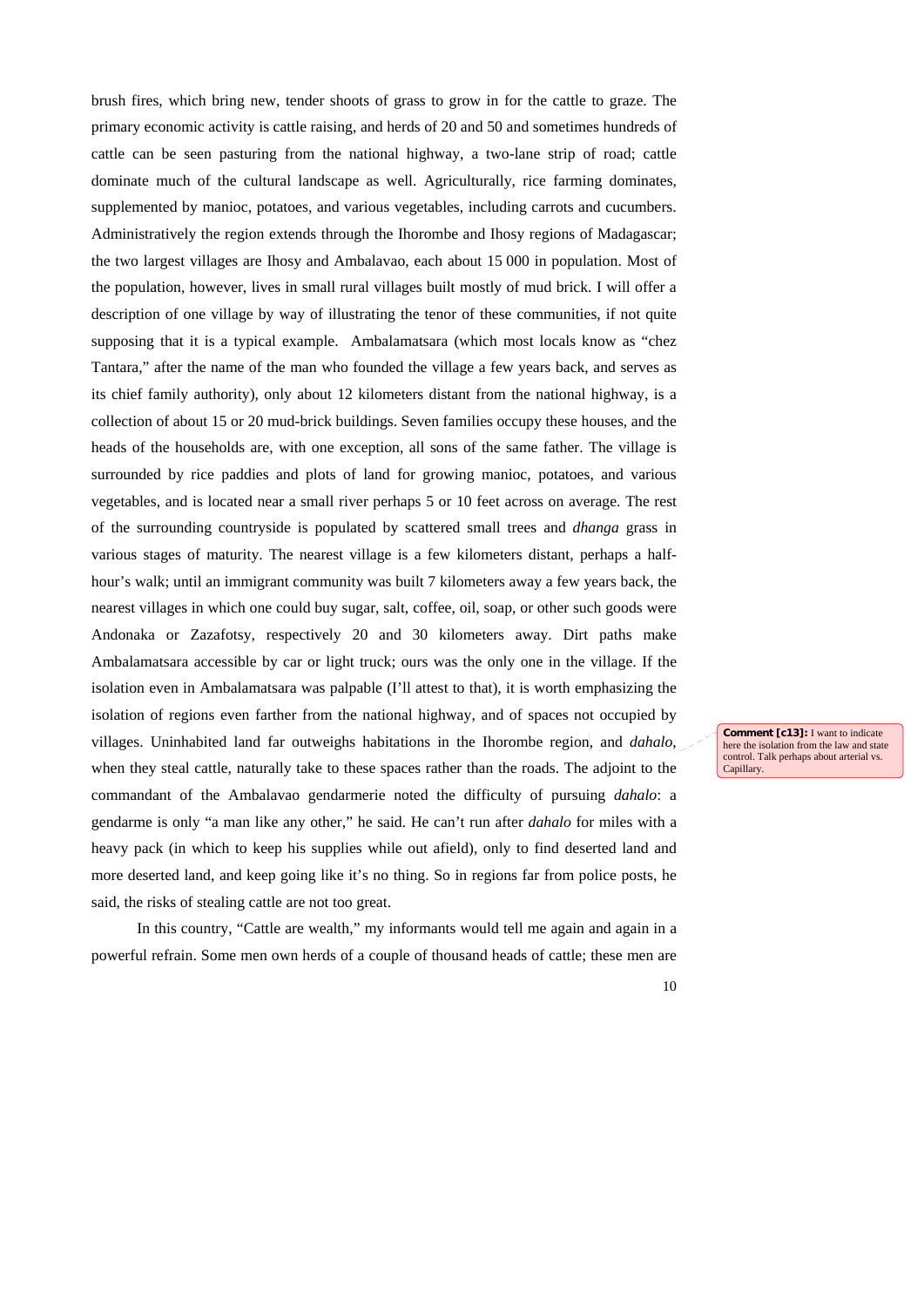brush fires, which bring new, tender shoots of grass to grow in for the cattle to graze. The primary economic activity is cattle raising, and herds of 20 and 50 and sometimes hundreds of cattle can be seen pasturing from the national highway, a two-lane strip of road; cattle dominate much of the cultural landscape as well. Agriculturally, rice farming dominates, supplemented by manioc, potatoes, and various vegetables, including carrots and cucumbers. Administratively the region extends through the Ihorombe and Ihosy regions of Madagascar; the two largest villages are Ihosy and Ambalavao, each about 15 000 in population. Most of the population, however, lives in small rural villages built mostly of mud brick. I will offer a description of one village by way of illustrating the tenor of these communities, if not quite supposing that it is a typical example. Ambalamatsara (which most locals know as "chez Tantara," after the name of the man who founded the village a few years back, and serves as its chief family authority), only about 12 kilometers distant from the national highway, is a collection of about 15 or 20 mud-brick buildings. Seven families occupy these houses, and the heads of the households are, with one exception, all sons of the same father. The village is surrounded by rice paddies and plots of land for growing manioc, potatoes, and various vegetables, and is located near a small river perhaps 5 or 10 feet across on average. The rest of the surrounding countryside is populated by scattered small trees and *dhanga* grass in various stages of maturity. The nearest village is a few kilometers distant, perhaps a half-hour's walk; until an immigrant community was built 7 kilometers away a few years back, the nearest villages in which one could buy sugar, salt, coffee, oil, soap, or other such goods were Andonaka or Zazafotsy, respectively 20 and 30 kilometers away. Dirt paths make Ambalamatsara accessible by car or light truck; ours was the only one in the village. If the isolation even in Ambalamatsara was palpable (I'll attest to that), it is worth emphasizing the isolation of regions even farther from the national highway, and of spaces not occupied by villages. Uninhabited land far outweighs habitations in the Ihorombe region, and *dahalo*, when they steal cattle, naturally take to these spaces rather than the roads. The adjoint to the commandant of the Ambalavao gendarmerie noted the difficulty of pursuing *dahalo*: a gendarme is only "a man like any other," he said. He can't run after *dahalo* for miles with a heavy pack (in which to keep his supplies while out afield), only to find deserted land and more deserted land, and keep going like it's no thing. So in regions far from police posts, he said, the risks of stealing cattle are not too great.

**Comment [c13]:** I want to indicate here the isolation from the law and state control. Talk perhaps about arterial vs. Capillary.

In this country, "Cattle are wealth," my informants would tell me again and again in a powerful refrain. Some men own herds of a couple of thousand heads of cattle; these men are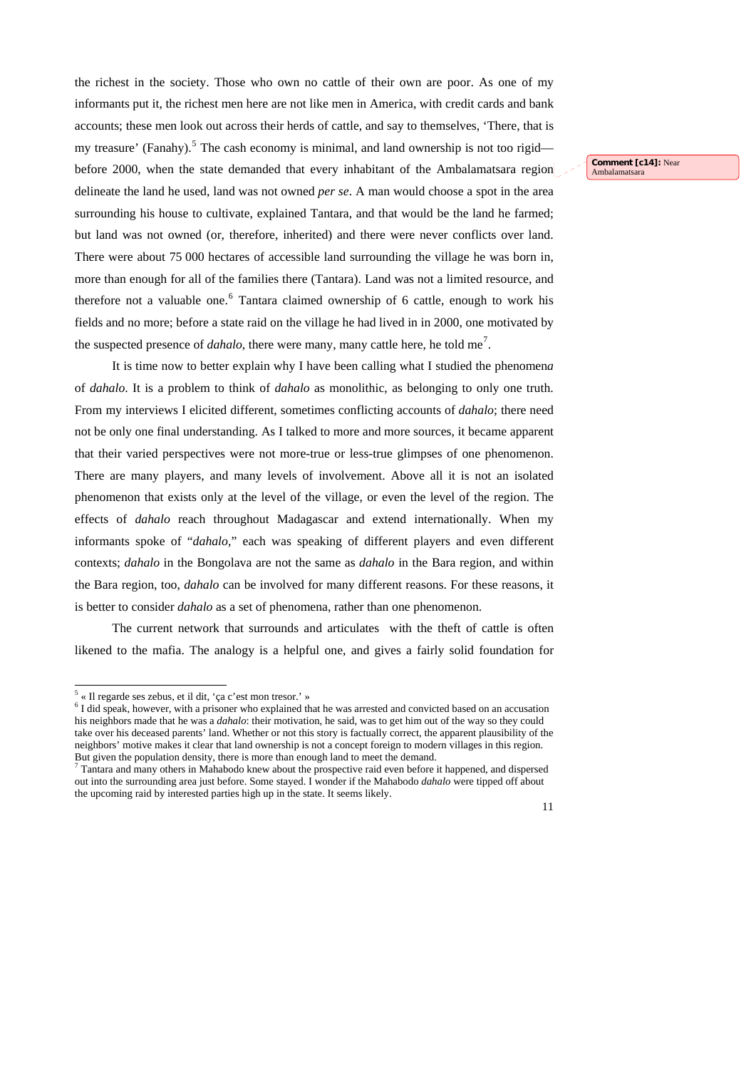the richest in the society. Those who own no cattle of their own are poor. As one of my informants put it, the richest men here are not like men in America, with credit cards and bank accounts; these men look out across their herds of cattle, and say to themselves, 'There, that is my treasure' (Fanahy).[5] The cash economy is minimal, and land ownership is not too rigid—before 2000, when the state demanded that every inhabitant of the Ambalamatsara region delineate the land he used, land was not owned *per se*. A man would choose a spot in the area surrounding his house to cultivate, explained Tantara, and that would be the land he farmed; but land was not owned (or, therefore, inherited) and there were never conflicts over land. There were about 75 000 hectares of accessible land surrounding the village he was born in, more than enough for all of the families there (Tantara). Land was not a limited resource, and therefore not a valuable one.[6] Tantara claimed ownership of 6 cattle, enough to work his fields and no more; before a state raid on the village he had lived in in 2000, one motivated by the suspected presence of *dahalo*, there were many, many cattle here, he told me[7].

> **Comment [c14]:** Near Ambalamatsara

It is time now to better explain why I have been calling what I studied the phenomen*a* of *dahalo*. It is a problem to think of *dahalo* as monolithic, as belonging to only one truth. From my interviews I elicited different, sometimes conflicting accounts of *dahalo*; there need not be only one final understanding. As I talked to more and more sources, it became apparent that their varied perspectives were not more-true or less-true glimpses of one phenomenon. There are many players, and many levels of involvement. Above all it is not an isolated phenomenon that exists only at the level of the village, or even the level of the region. The effects of *dahalo* reach throughout Madagascar and extend internationally. When my informants spoke of "*dahalo*," each was speaking of different players and even different contexts; *dahalo* in the Bongolava are not the same as *dahalo* in the Bara region, and within the Bara region, too, *dahalo* can be involved for many different reasons. For these reasons, it is better to consider *dahalo* as a set of phenomena, rather than one phenomenon.

The current network that surrounds and articulates with the theft of cattle is often likened to the mafia. The analogy is a helpful one, and gives a fairly solid foundation for

---

[5] « Il regarde ses zebus, et il dit, 'ça c'est mon tresor.' »

[6] I did speak, however, with a prisoner who explained that he was arrested and convicted based on an accusation his neighbors made that he was a *dahalo*: their motivation, he said, was to get him out of the way so they could take over his deceased parents' land. Whether or not this story is factually correct, the apparent plausibility of the neighbors' motive makes it clear that land ownership is not a concept foreign to modern villages in this region. But given the population density, there is more than enough land to meet the demand.

[7] Tantara and many others in Mahabodo knew about the prospective raid even before it happened, and dispersed out into the surrounding area just before. Some stayed. I wonder if the Mahabodo *dahalo* were tipped off about the upcoming raid by interested parties high up in the state. It seems likely.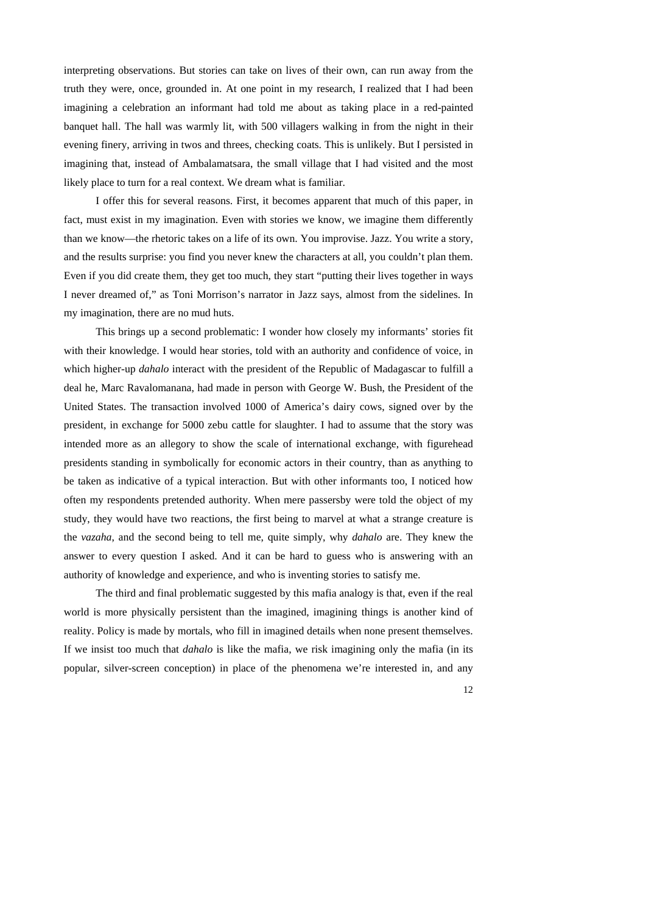interpreting observations. But stories can take on lives of their own, can run away from the truth they were, once, grounded in. At one point in my research, I realized that I had been imagining a celebration an informant had told me about as taking place in a red-painted banquet hall. The hall was warmly lit, with 500 villagers walking in from the night in their evening finery, arriving in twos and threes, checking coats. This is unlikely. But I persisted in imagining that, instead of Ambalamatsara, the small village that I had visited and the most likely place to turn for a real context. We dream what is familiar.

I offer this for several reasons. First, it becomes apparent that much of this paper, in fact, must exist in my imagination. Even with stories we know, we imagine them differently than we know—the rhetoric takes on a life of its own. You improvise. Jazz. You write a story, and the results surprise: you find you never knew the characters at all, you couldn't plan them. Even if you did create them, they get too much, they start "putting their lives together in ways I never dreamed of," as Toni Morrison's narrator in Jazz says, almost from the sidelines. In my imagination, there are no mud huts.

This brings up a second problematic: I wonder how closely my informants' stories fit with their knowledge. I would hear stories, told with an authority and confidence of voice, in which higher-up *dahalo* interact with the president of the Republic of Madagascar to fulfill a deal he, Marc Ravalomanana, had made in person with George W. Bush, the President of the United States. The transaction involved 1000 of America's dairy cows, signed over by the president, in exchange for 5000 zebu cattle for slaughter. I had to assume that the story was intended more as an allegory to show the scale of international exchange, with figurehead presidents standing in symbolically for economic actors in their country, than as anything to be taken as indicative of a typical interaction. But with other informants too, I noticed how often my respondents pretended authority. When mere passersby were told the object of my study, they would have two reactions, the first being to marvel at what a strange creature is the *vazaha*, and the second being to tell me, quite simply, why *dahalo* are. They knew the answer to every question I asked. And it can be hard to guess who is answering with an authority of knowledge and experience, and who is inventing stories to satisfy me.

The third and final problematic suggested by this mafia analogy is that, even if the real world is more physically persistent than the imagined, imagining things is another kind of reality. Policy is made by mortals, who fill in imagined details when none present themselves. If we insist too much that *dahalo* is like the mafia, we risk imagining only the mafia (in its popular, silver-screen conception) in place of the phenomena we're interested in, and any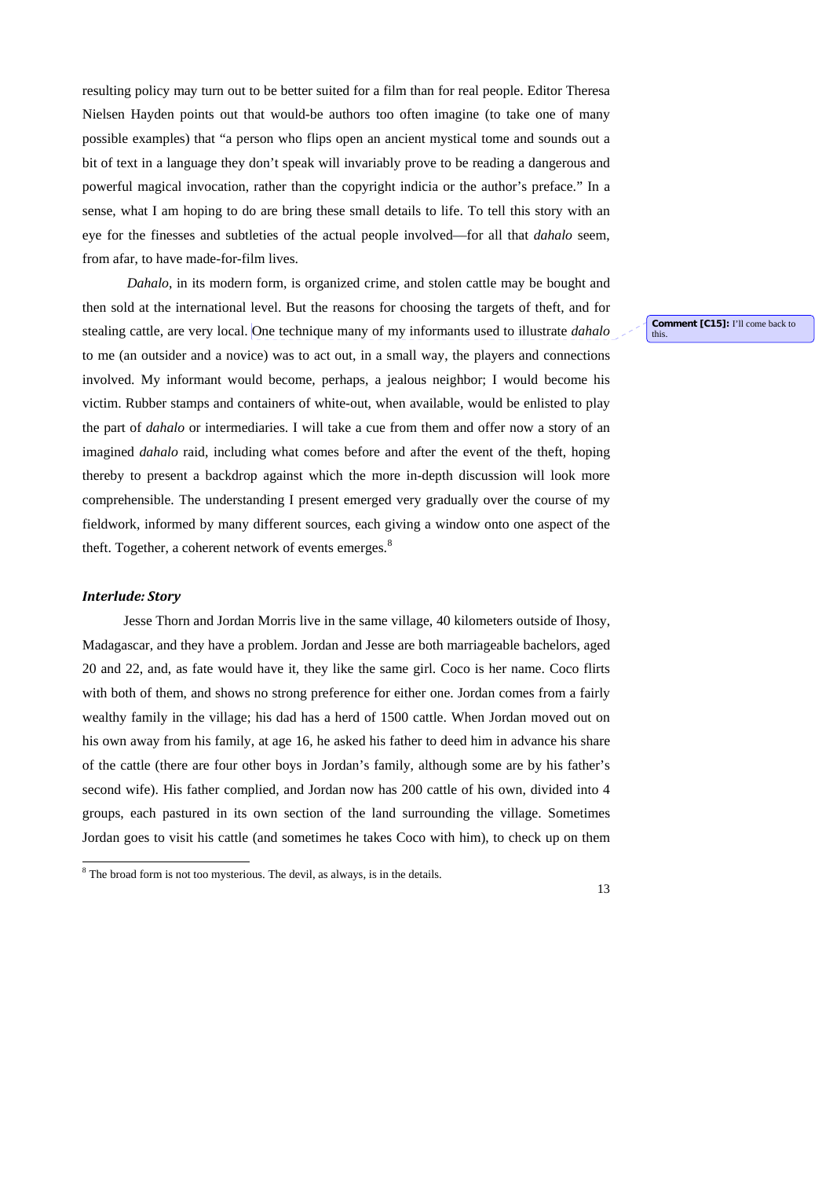resulting policy may turn out to be better suited for a film than for real people. Editor Theresa Nielsen Hayden points out that would-be authors too often imagine (to take one of many possible examples) that "a person who flips open an ancient mystical tome and sounds out a bit of text in a language they don't speak will invariably prove to be reading a dangerous and powerful magical invocation, rather than the copyright indicia or the author's preface." In a sense, what I am hoping to do are bring these small details to life. To tell this story with an eye for the finesses and subtleties of the actual people involved—for all that *dahalo* seem, from afar, to have made-for-film lives.

*Dahalo*, in its modern form, is organized crime, and stolen cattle may be bought and then sold at the international level. But the reasons for choosing the targets of theft, and for stealing cattle, are very local. One technique many of my informants used to illustrate *dahalo* to me (an outsider and a novice) was to act out, in a small way, the players and connections involved. My informant would become, perhaps, a jealous neighbor; I would become his victim. Rubber stamps and containers of white-out, when available, would be enlisted to play the part of *dahalo* or intermediaries. I will take a cue from them and offer now a story of an imagined *dahalo* raid, including what comes before and after the event of the theft, hoping thereby to present a backdrop against which the more in-depth discussion will look more comprehensible. The understanding I present emerged very gradually over the course of my fieldwork, informed by many different sources, each giving a window onto one aspect of the theft. Together, a coherent network of events emerges.[8]

**Comment [C15]:** I'll come back to this.

### ***Interlude: Story***

Jesse Thorn and Jordan Morris live in the same village, 40 kilometers outside of Ihosy, Madagascar, and they have a problem. Jordan and Jesse are both marriageable bachelors, aged 20 and 22, and, as fate would have it, they like the same girl. Coco is her name. Coco flirts with both of them, and shows no strong preference for either one. Jordan comes from a fairly wealthy family in the village; his dad has a herd of 1500 cattle. When Jordan moved out on his own away from his family, at age 16, he asked his father to deed him in advance his share of the cattle (there are four other boys in Jordan's family, although some are by his father's second wife). His father complied, and Jordan now has 200 cattle of his own, divided into 4 groups, each pastured in its own section of the land surrounding the village. Sometimes Jordan goes to visit his cattle (and sometimes he takes Coco with him), to check up on them

---

[8] The broad form is not too mysterious. The devil, as always, is in the details.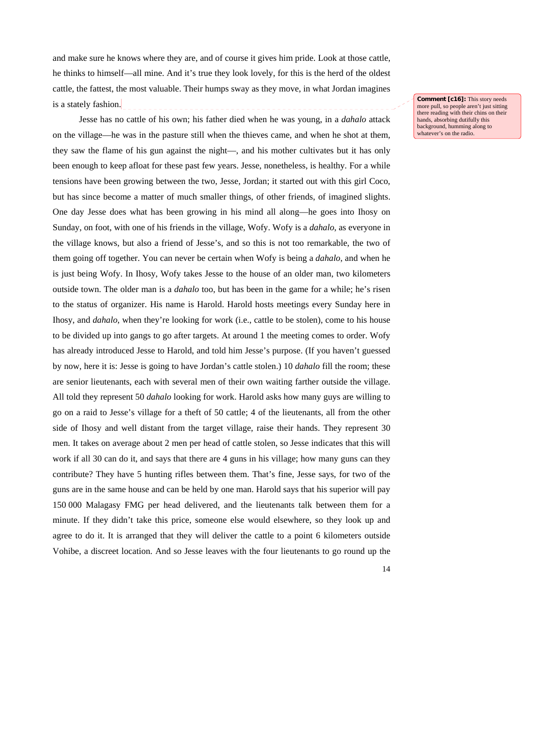and make sure he knows where they are, and of course it gives him pride. Look at those cattle, he thinks to himself—all mine. And it's true they look lovely, for this is the herd of the oldest cattle, the fattest, the most valuable. Their humps sway as they move, in what Jordan imagines is a stately fashion.

**Comment [c16]:** This story needs more pull, so people aren't just sitting there reading with their chins on their hands, absorbing dutifully this background, humming along to whatever's on the radio.

Jesse has no cattle of his own; his father died when he was young, in a *dahalo* attack on the village—he was in the pasture still when the thieves came, and when he shot at them, they saw the flame of his gun against the night—, and his mother cultivates but it has only been enough to keep afloat for these past few years. Jesse, nonetheless, is healthy. For a while tensions have been growing between the two, Jesse, Jordan; it started out with this girl Coco, but has since become a matter of much smaller things, of other friends, of imagined slights. One day Jesse does what has been growing in his mind all along—he goes into Ihosy on Sunday, on foot, with one of his friends in the village, Wofy. Wofy is a *dahalo*, as everyone in the village knows, but also a friend of Jesse's, and so this is not too remarkable, the two of them going off together. You can never be certain when Wofy is being a *dahalo*, and when he is just being Wofy. In Ihosy, Wofy takes Jesse to the house of an older man, two kilometers outside town. The older man is a *dahalo* too, but has been in the game for a while; he's risen to the status of organizer. His name is Harold. Harold hosts meetings every Sunday here in Ihosy, and *dahalo*, when they're looking for work (i.e., cattle to be stolen), come to his house to be divided up into gangs to go after targets. At around 1 the meeting comes to order. Wofy has already introduced Jesse to Harold, and told him Jesse's purpose. (If you haven't guessed by now, here it is: Jesse is going to have Jordan's cattle stolen.) 10 *dahalo* fill the room; these are senior lieutenants, each with several men of their own waiting farther outside the village. All told they represent 50 *dahalo* looking for work. Harold asks how many guys are willing to go on a raid to Jesse's village for a theft of 50 cattle; 4 of the lieutenants, all from the other side of Ihosy and well distant from the target village, raise their hands. They represent 30 men. It takes on average about 2 men per head of cattle stolen, so Jesse indicates that this will work if all 30 can do it, and says that there are 4 guns in his village; how many guns can they contribute? They have 5 hunting rifles between them. That's fine, Jesse says, for two of the guns are in the same house and can be held by one man. Harold says that his superior will pay 150 000 Malagasy FMG per head delivered, and the lieutenants talk between them for a minute. If they didn't take this price, someone else would elsewhere, so they look up and agree to do it. It is arranged that they will deliver the cattle to a point 6 kilometers outside Vohibe, a discreet location. And so Jesse leaves with the four lieutenants to go round up the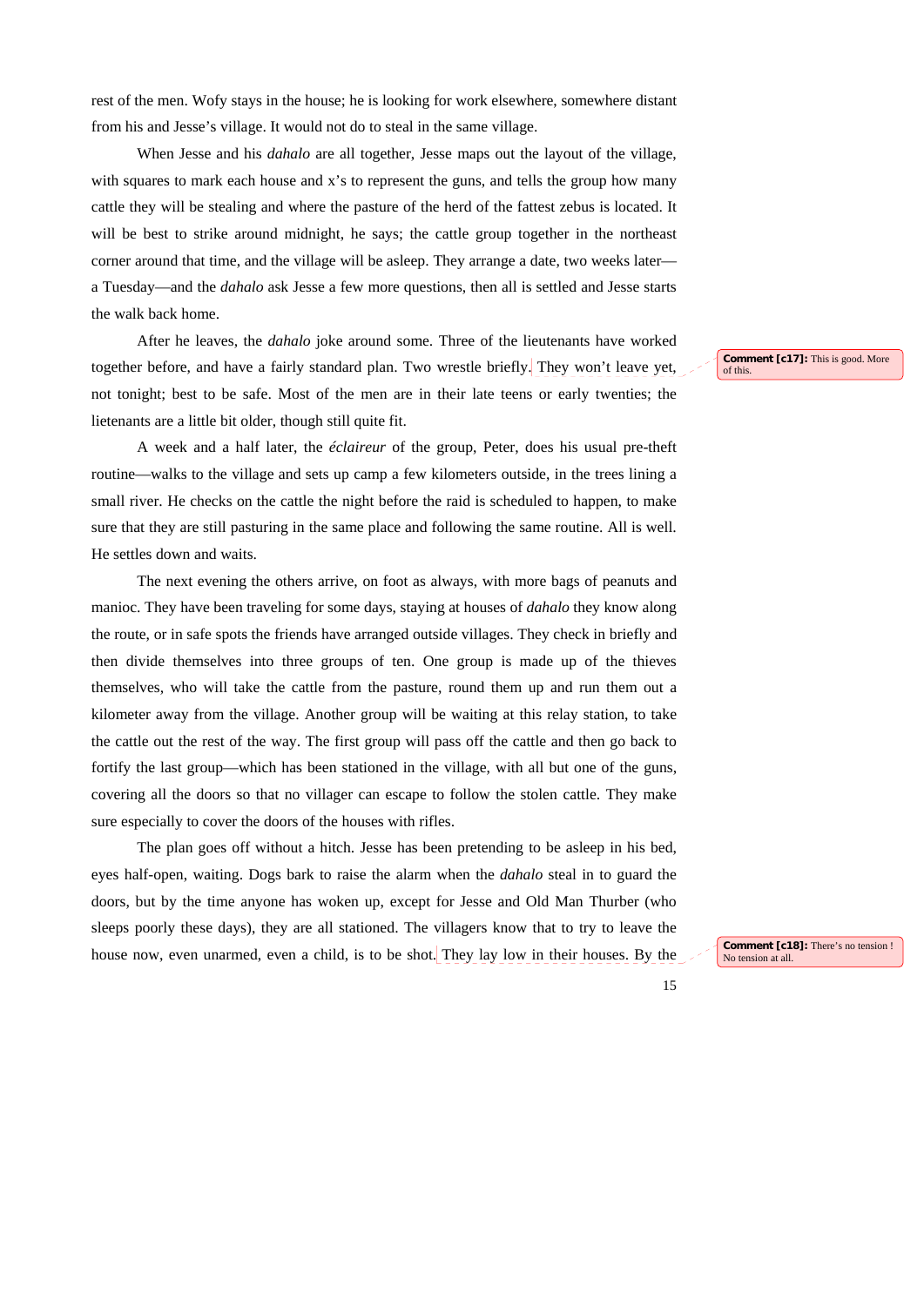rest of the men. Wofy stays in the house; he is looking for work elsewhere, somewhere distant from his and Jesse's village. It would not do to steal in the same village.

When Jesse and his *dahalo* are all together, Jesse maps out the layout of the village, with squares to mark each house and x's to represent the guns, and tells the group how many cattle they will be stealing and where the pasture of the herd of the fattest zebus is located. It will be best to strike around midnight, he says; the cattle group together in the northeast corner around that time, and the village will be asleep. They arrange a date, two weeks later—a Tuesday—and the *dahalo* ask Jesse a few more questions, then all is settled and Jesse starts the walk back home.

After he leaves, the *dahalo* joke around some. Three of the lieutenants have worked together before, and have a fairly standard plan. Two wrestle briefly. They won't leave yet, not tonight; best to be safe. Most of the men are in their late teens or early twenties; the lietenants are a little bit older, though still quite fit.

**Comment [c17]:** This is good. More of this.

A week and a half later, the *éclaireur* of the group, Peter, does his usual pre-theft routine—walks to the village and sets up camp a few kilometers outside, in the trees lining a small river. He checks on the cattle the night before the raid is scheduled to happen, to make sure that they are still pasturing in the same place and following the same routine. All is well. He settles down and waits.

The next evening the others arrive, on foot as always, with more bags of peanuts and manioc. They have been traveling for some days, staying at houses of *dahalo* they know along the route, or in safe spots the friends have arranged outside villages. They check in briefly and then divide themselves into three groups of ten. One group is made up of the thieves themselves, who will take the cattle from the pasture, round them up and run them out a kilometer away from the village. Another group will be waiting at this relay station, to take the cattle out the rest of the way. The first group will pass off the cattle and then go back to fortify the last group—which has been stationed in the village, with all but one of the guns, covering all the doors so that no villager can escape to follow the stolen cattle. They make sure especially to cover the doors of the houses with rifles.

The plan goes off without a hitch. Jesse has been pretending to be asleep in his bed, eyes half-open, waiting. Dogs bark to raise the alarm when the *dahalo* steal in to guard the doors, but by the time anyone has woken up, except for Jesse and Old Man Thurber (who sleeps poorly these days), they are all stationed. The villagers know that to try to leave the house now, even unarmed, even a child, is to be shot. They lay low in their houses. By the

**Comment [c18]:** There's no tension ! No tension at all.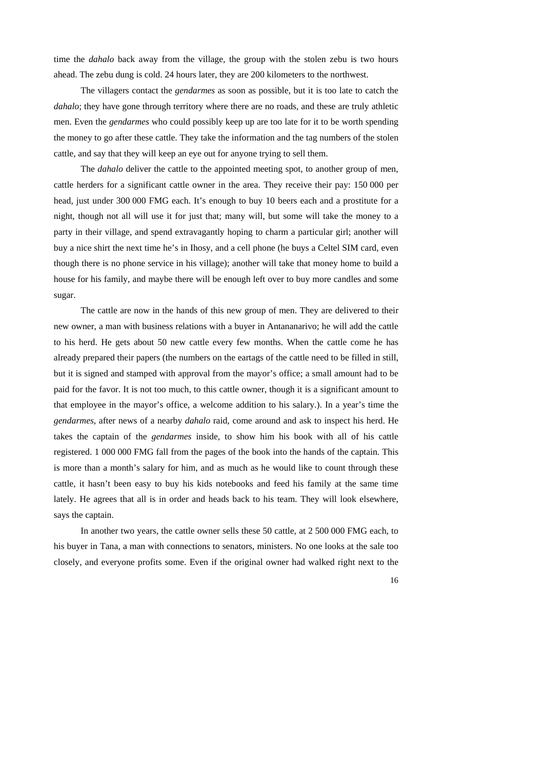time the *dahalo* back away from the village, the group with the stolen zebu is two hours ahead. The zebu dung is cold. 24 hours later, they are 200 kilometers to the northwest.

The villagers contact the *gendarmes* as soon as possible, but it is too late to catch the *dahalo*; they have gone through territory where there are no roads, and these are truly athletic men. Even the *gendarmes* who could possibly keep up are too late for it to be worth spending the money to go after these cattle. They take the information and the tag numbers of the stolen cattle, and say that they will keep an eye out for anyone trying to sell them.

The *dahalo* deliver the cattle to the appointed meeting spot, to another group of men, cattle herders for a significant cattle owner in the area. They receive their pay: 150 000 per head, just under 300 000 FMG each. It's enough to buy 10 beers each and a prostitute for a night, though not all will use it for just that; many will, but some will take the money to a party in their village, and spend extravagantly hoping to charm a particular girl; another will buy a nice shirt the next time he's in Ihosy, and a cell phone (he buys a Celtel SIM card, even though there is no phone service in his village); another will take that money home to build a house for his family, and maybe there will be enough left over to buy more candles and some sugar.

The cattle are now in the hands of this new group of men. They are delivered to their new owner, a man with business relations with a buyer in Antananarivo; he will add the cattle to his herd. He gets about 50 new cattle every few months. When the cattle come he has already prepared their papers (the numbers on the eartags of the cattle need to be filled in still, but it is signed and stamped with approval from the mayor's office; a small amount had to be paid for the favor. It is not too much, to this cattle owner, though it is a significant amount to that employee in the mayor's office, a welcome addition to his salary.). In a year's time the *gendarmes*, after news of a nearby *dahalo* raid, come around and ask to inspect his herd. He takes the captain of the *gendarmes* inside, to show him his book with all of his cattle registered. 1 000 000 FMG fall from the pages of the book into the hands of the captain. This is more than a month's salary for him, and as much as he would like to count through these cattle, it hasn't been easy to buy his kids notebooks and feed his family at the same time lately. He agrees that all is in order and heads back to his team. They will look elsewhere, says the captain.

In another two years, the cattle owner sells these 50 cattle, at 2 500 000 FMG each, to his buyer in Tana, a man with connections to senators, ministers. No one looks at the sale too closely, and everyone profits some. Even if the original owner had walked right next to the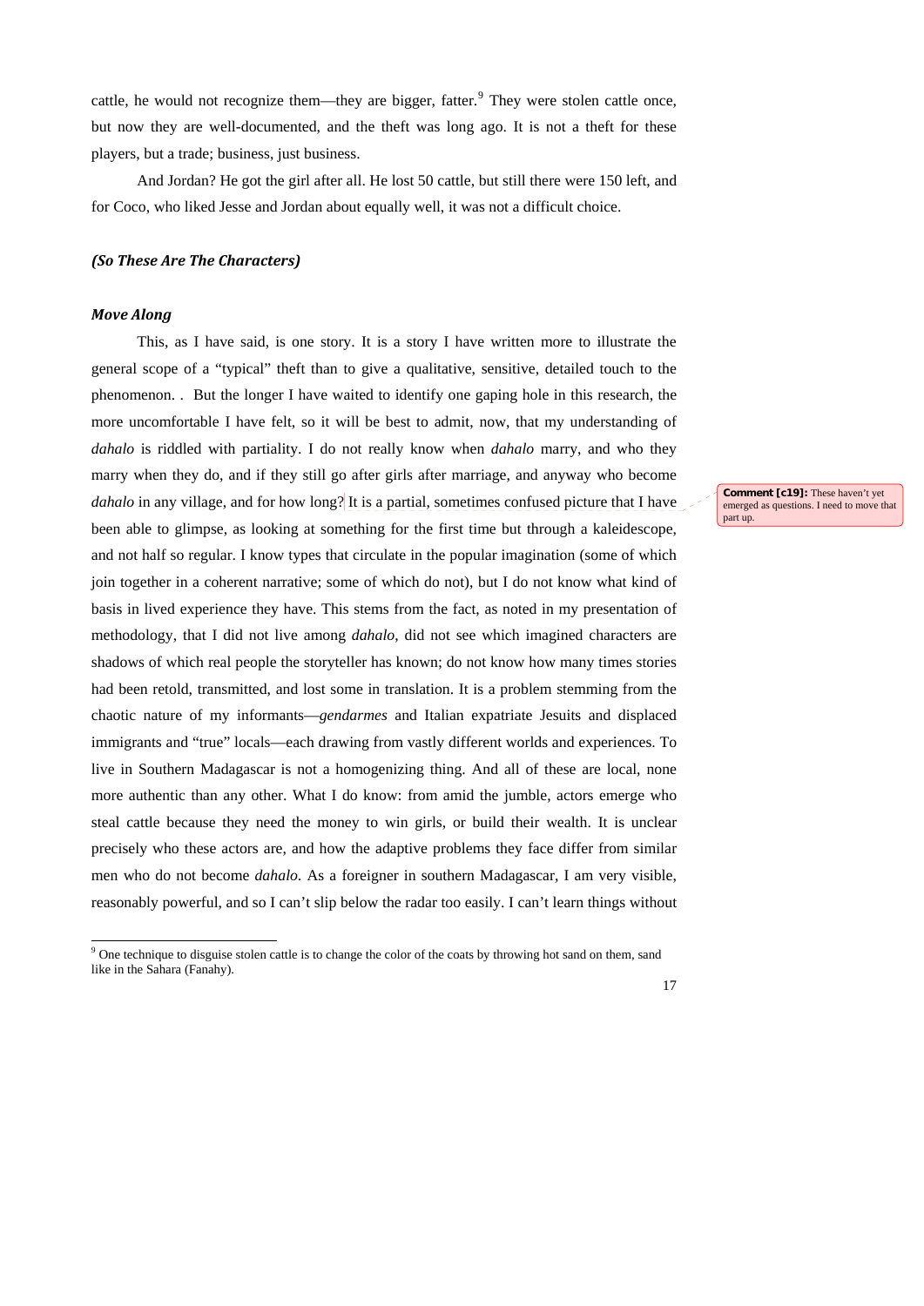cattle, he would not recognize them—they are bigger, fatter.[9] They were stolen cattle once, but now they are well-documented, and the theft was long ago. It is not a theft for these players, but a trade; business, just business.

And Jordan? He got the girl after all. He lost 50 cattle, but still there were 150 left, and for Coco, who liked Jesse and Jordan about equally well, it was not a difficult choice.

### *(So These Are The Characters)*

### *Move Along*

This, as I have said, is one story. It is a story I have written more to illustrate the general scope of a "typical" theft than to give a qualitative, sensitive, detailed touch to the phenomenon. . But the longer I have waited to identify one gaping hole in this research, the more uncomfortable I have felt, so it will be best to admit, now, that my understanding of *dahalo* is riddled with partiality. I do not really know when *dahalo* marry, and who they marry when they do, and if they still go after girls after marriage, and anyway who become *dahalo* in any village, and for how long? It is a partial, sometimes confused picture that I have been able to glimpse, as looking at something for the first time but through a kaleidescope, and not half so regular. I know types that circulate in the popular imagination (some of which join together in a coherent narrative; some of which do not), but I do not know what kind of basis in lived experience they have. This stems from the fact, as noted in my presentation of methodology, that I did not live among *dahalo*, did not see which imagined characters are shadows of which real people the storyteller has known; do not know how many times stories had been retold, transmitted, and lost some in translation. It is a problem stemming from the chaotic nature of my informants—*gendarmes* and Italian expatriate Jesuits and displaced immigrants and "true" locals—each drawing from vastly different worlds and experiences. To live in Southern Madagascar is not a homogenizing thing. And all of these are local, none more authentic than any other. What I do know: from amid the jumble, actors emerge who steal cattle because they need the money to win girls, or build their wealth. It is unclear precisely who these actors are, and how the adaptive problems they face differ from similar men who do not become *dahalo*. As a foreigner in southern Madagascar, I am very visible, reasonably powerful, and so I can't slip below the radar too easily. I can't learn things without

**Comment [c19]:** These haven't yet emerged as questions. I need to move that part up.

[9] One technique to disguise stolen cattle is to change the color of the coats by throwing hot sand on them, sand like in the Sahara (Fanahy).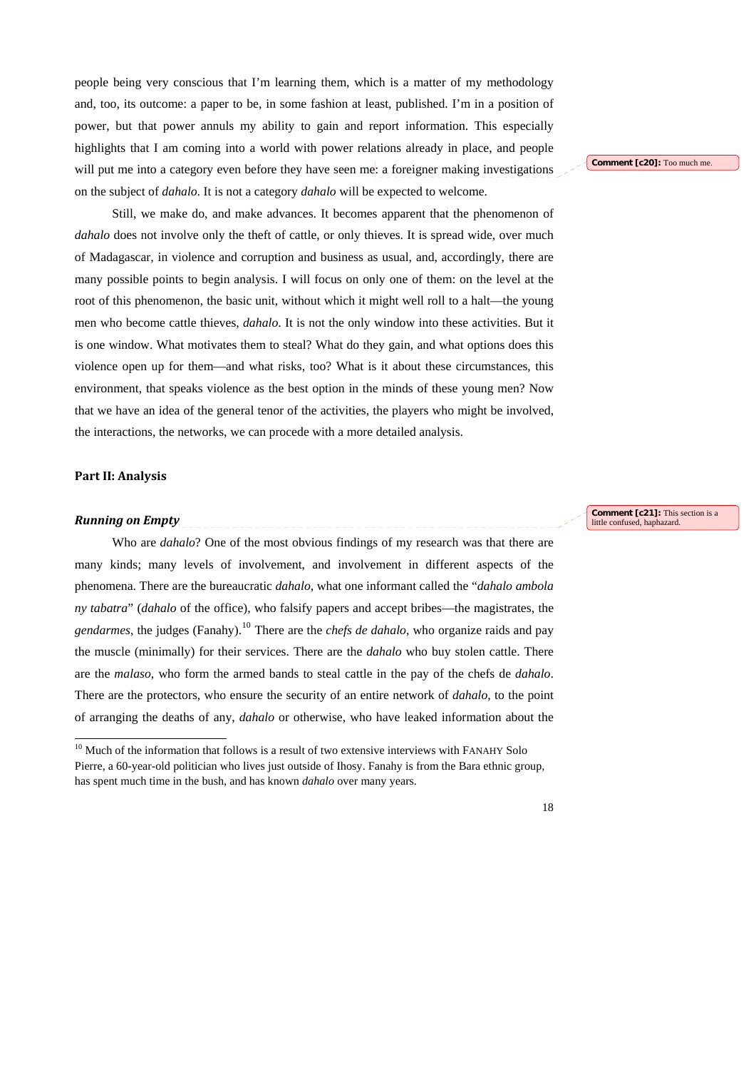people being very conscious that I'm learning them, which is a matter of my methodology and, too, its outcome: a paper to be, in some fashion at least, published. I'm in a position of power, but that power annuls my ability to gain and report information. This especially highlights that I am coming into a world with power relations already in place, and people will put me into a category even before they have seen me: a foreigner making investigations on the subject of *dahalo*. It is not a category *dahalo* will be expected to welcome.

**Comment [c20]:** Too much me.

Still, we make do, and make advances. It becomes apparent that the phenomenon of *dahalo* does not involve only the theft of cattle, or only thieves. It is spread wide, over much of Madagascar, in violence and corruption and business as usual, and, accordingly, there are many possible points to begin analysis. I will focus on only one of them: on the level at the root of this phenomenon, the basic unit, without which it might well roll to a halt—the young men who become cattle thieves, *dahalo*. It is not the only window into these activities. But it is one window. What motivates them to steal? What do they gain, and what options does this violence open up for them—and what risks, too? What is it about these circumstances, this environment, that speaks violence as the best option in the minds of these young men? Now that we have an idea of the general tenor of the activities, the players who might be involved, the interactions, the networks, we can procede with a more detailed analysis.

## Part II: Analysis

### *Running on Empty*

**Comment [c21]:** This section is a little confused, haphazard.

Who are *dahalo*? One of the most obvious findings of my research was that there are many kinds; many levels of involvement, and involvement in different aspects of the phenomena. There are the bureaucratic *dahalo*, what one informant called the "*dahalo ambola ny tabatra*" (*dahalo* of the office), who falsify papers and accept bribes—the magistrates, the *gendarmes*, the judges (Fanahy).[10] There are the *chefs de dahalo*, who organize raids and pay the muscle (minimally) for their services. There are the *dahalo* who buy stolen cattle. There are the *malaso*, who form the armed bands to steal cattle in the pay of the chefs de *dahalo*. There are the protectors, who ensure the security of an entire network of *dahalo*, to the point of arranging the deaths of any, *dahalo* or otherwise, who have leaked information about the

---

[10] Much of the information that follows is a result of two extensive interviews with FANAHY Solo Pierre, a 60-year-old politician who lives just outside of Ihosy. Fanahy is from the Bara ethnic group, has spent much time in the bush, and has known *dahalo* over many years.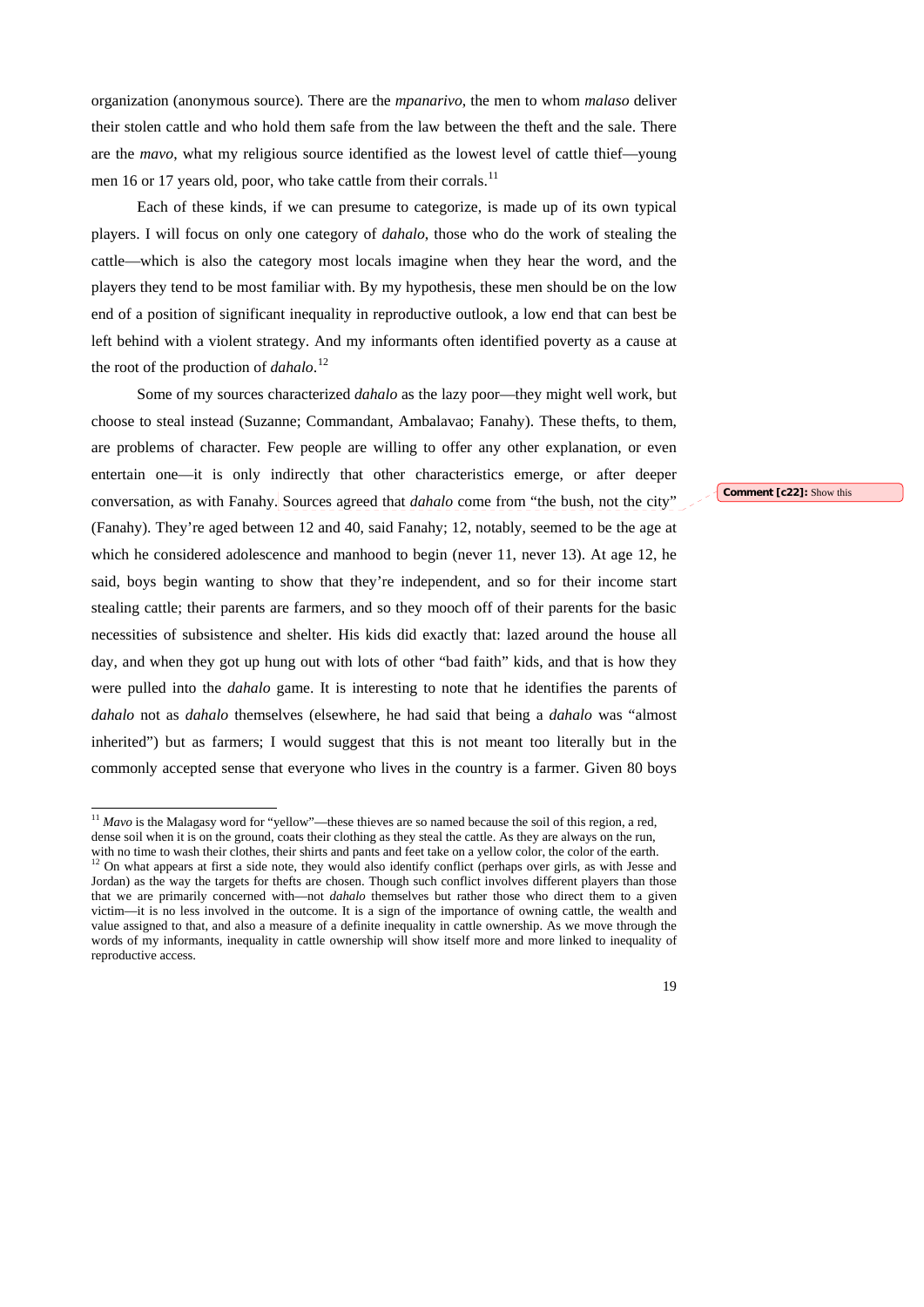organization (anonymous source). There are the *mpanarivo*, the men to whom *malaso* deliver their stolen cattle and who hold them safe from the law between the theft and the sale. There are the *mavo*, what my religious source identified as the lowest level of cattle thief—young men 16 or 17 years old, poor, who take cattle from their corrals.[11]

Each of these kinds, if we can presume to categorize, is made up of its own typical players. I will focus on only one category of *dahalo*, those who do the work of stealing the cattle—which is also the category most locals imagine when they hear the word, and the players they tend to be most familiar with. By my hypothesis, these men should be on the low end of a position of significant inequality in reproductive outlook, a low end that can best be left behind with a violent strategy. And my informants often identified poverty as a cause at the root of the production of *dahalo*.[12]

Some of my sources characterized *dahalo* as the lazy poor—they might well work, but choose to steal instead (Suzanne; Commandant, Ambalavao; Fanahy). These thefts, to them, are problems of character. Few people are willing to offer any other explanation, or even entertain one—it is only indirectly that other characteristics emerge, or after deeper conversation, as with Fanahy. Sources agreed that *dahalo* come from "the bush, not the city" (Fanahy). They're aged between 12 and 40, said Fanahy; 12, notably, seemed to be the age at which he considered adolescence and manhood to begin (never 11, never 13). At age 12, he said, boys begin wanting to show that they're independent, and so for their income start stealing cattle; their parents are farmers, and so they mooch off of their parents for the basic necessities of subsistence and shelter. His kids did exactly that: lazed around the house all day, and when they got up hung out with lots of other "bad faith" kids, and that is how they were pulled into the *dahalo* game. It is interesting to note that he identifies the parents of *dahalo* not as *dahalo* themselves (elsewhere, he had said that being a *dahalo* was "almost inherited") but as farmers; I would suggest that this is not meant too literally but in the commonly accepted sense that everyone who lives in the country is a farmer. Given 80 boys

**Comment [c22]:** Show this

---

[11] *Mavo* is the Malagasy word for "yellow"—these thieves are so named because the soil of this region, a red, dense soil when it is on the ground, coats their clothing as they steal the cattle. As they are always on the run, with no time to wash their clothes, their shirts and pants and feet take on a yellow color, the color of the earth.

[12] On what appears at first a side note, they would also identify conflict (perhaps over girls, as with Jesse and Jordan) as the way the targets for thefts are chosen. Though such conflict involves different players than those that we are primarily concerned with—not *dahalo* themselves but rather those who direct them to a given victim—it is no less involved in the outcome. It is a sign of the importance of owning cattle, the wealth and value assigned to that, and also a measure of a definite inequality in cattle ownership. As we move through the words of my informants, inequality in cattle ownership will show itself more and more linked to inequality of reproductive access.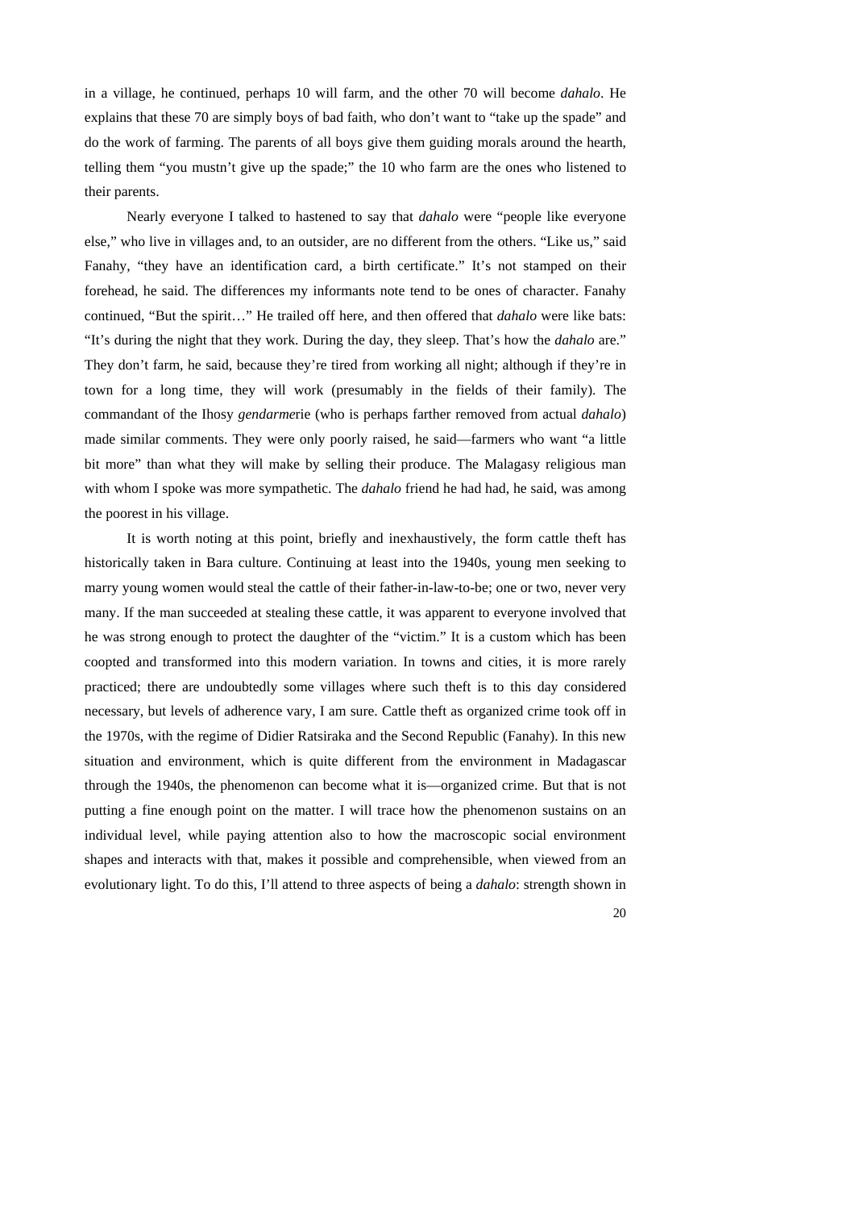in a village, he continued, perhaps 10 will farm, and the other 70 will become *dahalo*. He explains that these 70 are simply boys of bad faith, who don't want to "take up the spade" and do the work of farming. The parents of all boys give them guiding morals around the hearth, telling them "you mustn't give up the spade;" the 10 who farm are the ones who listened to their parents.

Nearly everyone I talked to hastened to say that *dahalo* were "people like everyone else," who live in villages and, to an outsider, are no different from the others. "Like us," said Fanahy, "they have an identification card, a birth certificate." It's not stamped on their forehead, he said. The differences my informants note tend to be ones of character. Fanahy continued, "But the spirit…" He trailed off here, and then offered that *dahalo* were like bats: "It's during the night that they work. During the day, they sleep. That's how the *dahalo* are." They don't farm, he said, because they're tired from working all night; although if they're in town for a long time, they will work (presumably in the fields of their family). The commandant of the Ihosy *gendarme*rie (who is perhaps farther removed from actual *dahalo*) made similar comments. They were only poorly raised, he said—farmers who want "a little bit more" than what they will make by selling their produce. The Malagasy religious man with whom I spoke was more sympathetic. The *dahalo* friend he had had, he said, was among the poorest in his village.

It is worth noting at this point, briefly and inexhaustively, the form cattle theft has historically taken in Bara culture. Continuing at least into the 1940s, young men seeking to marry young women would steal the cattle of their father-in-law-to-be; one or two, never very many. If the man succeeded at stealing these cattle, it was apparent to everyone involved that he was strong enough to protect the daughter of the "victim." It is a custom which has been coopted and transformed into this modern variation. In towns and cities, it is more rarely practiced; there are undoubtedly some villages where such theft is to this day considered necessary, but levels of adherence vary, I am sure. Cattle theft as organized crime took off in the 1970s, with the regime of Didier Ratsiraka and the Second Republic (Fanahy). In this new situation and environment, which is quite different from the environment in Madagascar through the 1940s, the phenomenon can become what it is—organized crime. But that is not putting a fine enough point on the matter. I will trace how the phenomenon sustains on an individual level, while paying attention also to how the macroscopic social environment shapes and interacts with that, makes it possible and comprehensible, when viewed from an evolutionary light. To do this, I'll attend to three aspects of being a *dahalo*: strength shown in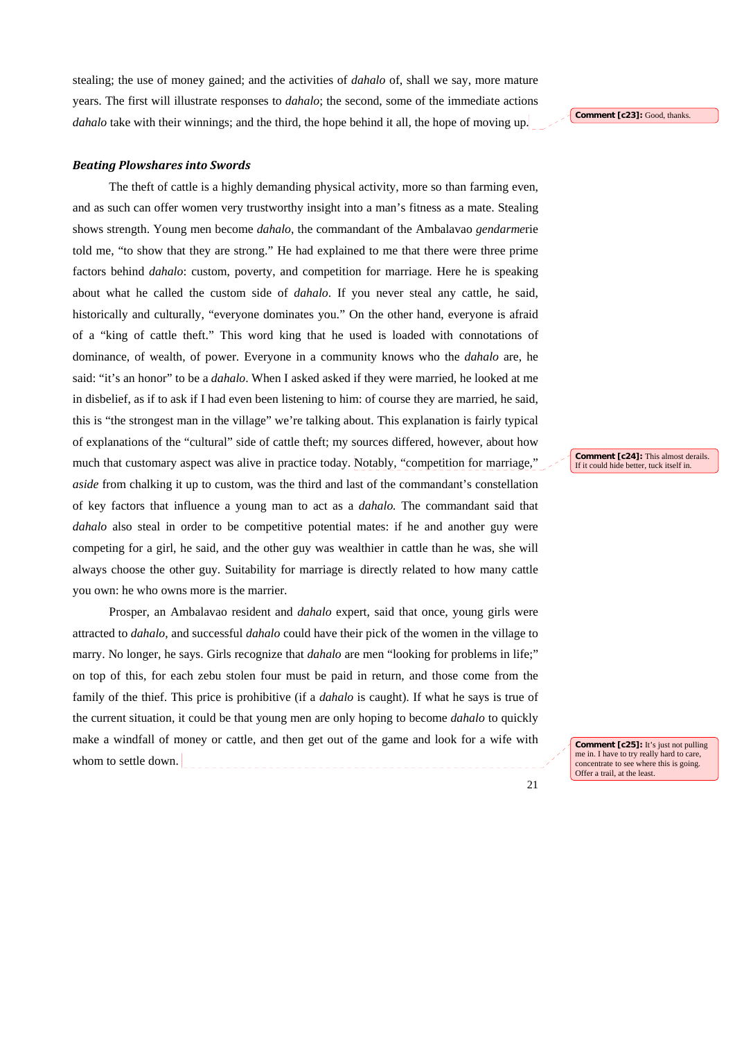stealing; the use of money gained; and the activities of *dahalo* of, shall we say, more mature years. The first will illustrate responses to *dahalo*; the second, some of the immediate actions *dahalo* take with their winnings; and the third, the hope behind it all, the hope of moving up.

**Comment [c23]:** Good, thanks.

***Beating Plowshares into Swords***

The theft of cattle is a highly demanding physical activity, more so than farming even, and as such can offer women very trustworthy insight into a man's fitness as a mate. Stealing shows strength. Young men become *dahalo*, the commandant of the Ambalavao *gendarme*rie told me, "to show that they are strong." He had explained to me that there were three prime factors behind *dahalo*: custom, poverty, and competition for marriage. Here he is speaking about what he called the custom side of *dahalo*. If you never steal any cattle, he said, historically and culturally, "everyone dominates you." On the other hand, everyone is afraid of a "king of cattle theft." This word king that he used is loaded with connotations of dominance, of wealth, of power. Everyone in a community knows who the *dahalo* are, he said: "it's an honor" to be a *dahalo*. When I asked asked if they were married, he looked at me in disbelief, as if to ask if I had even been listening to him: of course they are married, he said, this is "the strongest man in the village" we're talking about. This explanation is fairly typical of explanations of the "cultural" side of cattle theft; my sources differed, however, about how much that customary aspect was alive in practice today. Notably, "competition for marriage," *aside* from chalking it up to custom, was the third and last of the commandant's constellation of key factors that influence a young man to act as a *dahalo.* The commandant said that *dahalo* also steal in order to be competitive potential mates: if he and another guy were competing for a girl, he said, and the other guy was wealthier in cattle than he was, she will always choose the other guy. Suitability for marriage is directly related to how many cattle you own: he who owns more is the marrier.

**Comment [c24]:** This almost derails. If it could hide better, tuck itself in.

Prosper, an Ambalavao resident and *dahalo* expert, said that once, young girls were attracted to *dahalo*, and successful *dahalo* could have their pick of the women in the village to marry. No longer, he says. Girls recognize that *dahalo* are men "looking for problems in life;" on top of this, for each zebu stolen four must be paid in return, and those come from the family of the thief. This price is prohibitive (if a *dahalo* is caught). If what he says is true of the current situation, it could be that young men are only hoping to become *dahalo* to quickly make a windfall of money or cattle, and then get out of the game and look for a wife with whom to settle down.

**Comment [c25]:** It's just not pulling me in. I have to try really hard to care, concentrate to see where this is going. Offer a trail, at the least.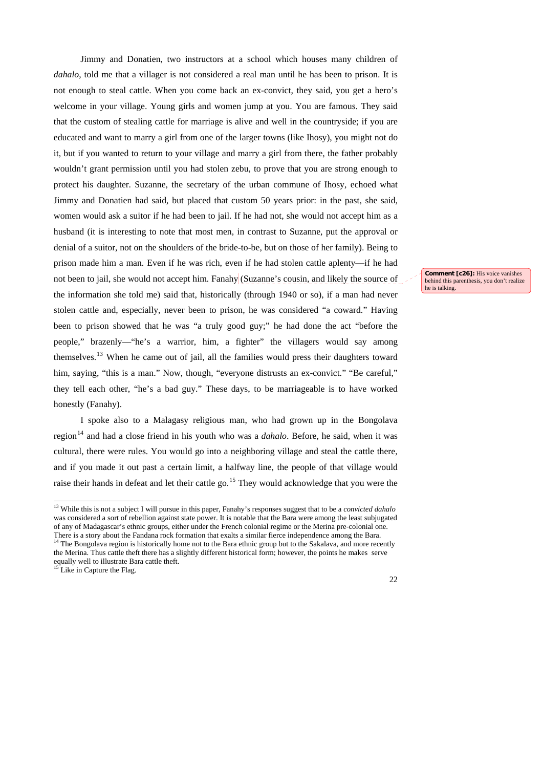Jimmy and Donatien, two instructors at a school which houses many children of *dahalo*, told me that a villager is not considered a real man until he has been to prison. It is not enough to steal cattle. When you come back an ex-convict, they said, you get a hero's welcome in your village. Young girls and women jump at you. You are famous. They said that the custom of stealing cattle for marriage is alive and well in the countryside; if you are educated and want to marry a girl from one of the larger towns (like Ihosy), you might not do it, but if you wanted to return to your village and marry a girl from there, the father probably wouldn't grant permission until you had stolen zebu, to prove that you are strong enough to protect his daughter. Suzanne, the secretary of the urban commune of Ihosy, echoed what Jimmy and Donatien had said, but placed that custom 50 years prior: in the past, she said, women would ask a suitor if he had been to jail. If he had not, she would not accept him as a husband (it is interesting to note that most men, in contrast to Suzanne, put the approval or denial of a suitor, not on the shoulders of the bride-to-be, but on those of her family). Being to prison made him a man. Even if he was rich, even if he had stolen cattle aplenty—if he had not been to jail, she would not accept him. Fanahy (Suzanne's cousin, and likely the source of the information she told me) said that, historically (through 1940 or so), if a man had never stolen cattle and, especially, never been to prison, he was considered "a coward." Having been to prison showed that he was "a truly good guy;" he had done the act "before the people," brazenly—"he's a warrior, him, a fighter" the villagers would say among themselves.[13] When he came out of jail, all the families would press their daughters toward him, saying, "this is a man." Now, though, "everyone distrusts an ex-convict." "Be careful," they tell each other, "he's a bad guy." These days, to be marriageable is to have worked honestly (Fanahy).

**Comment [c26]:** His voice vanishes behind this parenthesis, you don't realize he is talking.

I spoke also to a Malagasy religious man, who had grown up in the Bongolava region[14] and had a close friend in his youth who was a *dahalo*. Before, he said, when it was cultural, there were rules. You would go into a neighboring village and steal the cattle there, and if you made it out past a certain limit, a halfway line, the people of that village would raise their hands in defeat and let their cattle go.[15] They would acknowledge that you were the

---

[13] While this is not a subject I will pursue in this paper, Fanahy's responses suggest that to be a *convicted dahalo* was considered a sort of rebellion against state power. It is notable that the Bara were among the least subjugated of any of Madagascar's ethnic groups, either under the French colonial regime or the Merina pre-colonial one. There is a story about the Fandana rock formation that exalts a similar fierce independence among the Bara.

[14] The Bongolava region is historically home not to the Bara ethnic group but to the Sakalava, and more recently the Merina. Thus cattle theft there has a slightly different historical form; however, the points he makes serve equally well to illustrate Bara cattle theft.

[15] Like in Capture the Flag.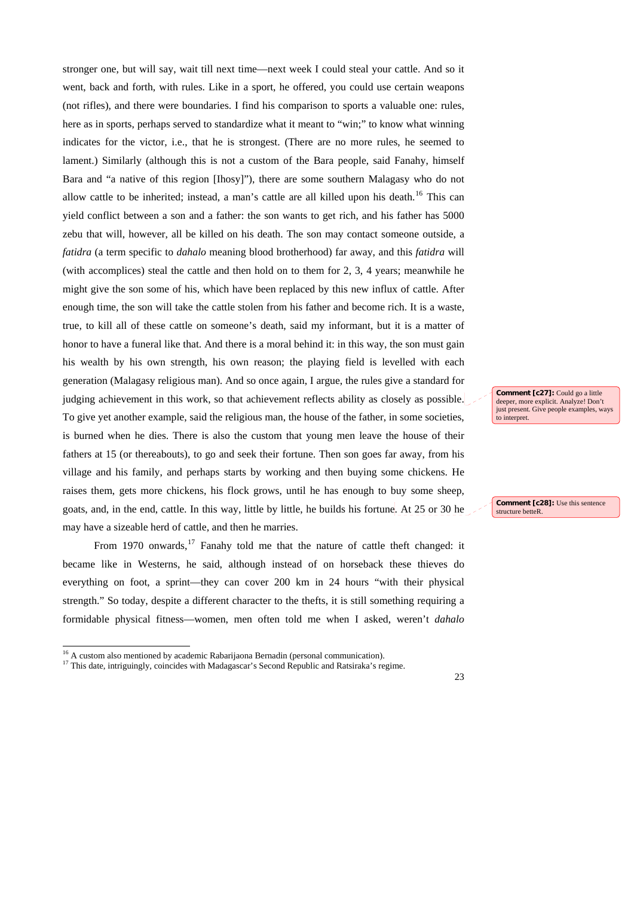stronger one, but will say, wait till next time—next week I could steal your cattle. And so it went, back and forth, with rules. Like in a sport, he offered, you could use certain weapons (not rifles), and there were boundaries. I find his comparison to sports a valuable one: rules, here as in sports, perhaps served to standardize what it meant to "win;" to know what winning indicates for the victor, i.e., that he is strongest. (There are no more rules, he seemed to lament.) Similarly (although this is not a custom of the Bara people, said Fanahy, himself Bara and "a native of this region [Ihosy]"), there are some southern Malagasy who do not allow cattle to be inherited; instead, a man's cattle are all killed upon his death.[16] This can yield conflict between a son and a father: the son wants to get rich, and his father has 5000 zebu that will, however, all be killed on his death. The son may contact someone outside, a *fatidra* (a term specific to *dahalo* meaning blood brotherhood) far away, and this *fatidra* will (with accomplices) steal the cattle and then hold on to them for 2, 3, 4 years; meanwhile he might give the son some of his, which have been replaced by this new influx of cattle. After enough time, the son will take the cattle stolen from his father and become rich. It is a waste, true, to kill all of these cattle on someone's death, said my informant, but it is a matter of honor to have a funeral like that. And there is a moral behind it: in this way, the son must gain his wealth by his own strength, his own reason; the playing field is levelled with each generation (Malagasy religious man). And so once again, I argue, the rules give a standard for judging achievement in this work, so that achievement reflects ability as closely as possible. To give yet another example, said the religious man, the house of the father, in some societies, is burned when he dies. There is also the custom that young men leave the house of their fathers at 15 (or thereabouts), to go and seek their fortune. Then son goes far away, from his village and his family, and perhaps starts by working and then buying some chickens. He raises them, gets more chickens, his flock grows, until he has enough to buy some sheep, goats, and, in the end, cattle. In this way, little by little, he builds his fortune. At 25 or 30 he may have a sizeable herd of cattle, and then he marries.

From 1970 onwards,[17] Fanahy told me that the nature of cattle theft changed: it became like in Westerns, he said, although instead of on horseback these thieves do everything on foot, a sprint—they can cover 200 km in 24 hours "with their physical strength." So today, despite a different character to the thefts, it is still something requiring a formidable physical fitness—women, men often told me when I asked, weren't *dahalo*

**Comment [c27]:** Could go a little deeper, more explicit. Analyze! Don't just present. Give people examples, ways to interpret.

**Comment [c28]:** Use this sentence structure betteR.

[16] A custom also mentioned by academic Rabarijaona Bernadin (personal communication).

[17] This date, intriguingly, coincides with Madagascar's Second Republic and Ratsiraka's regime.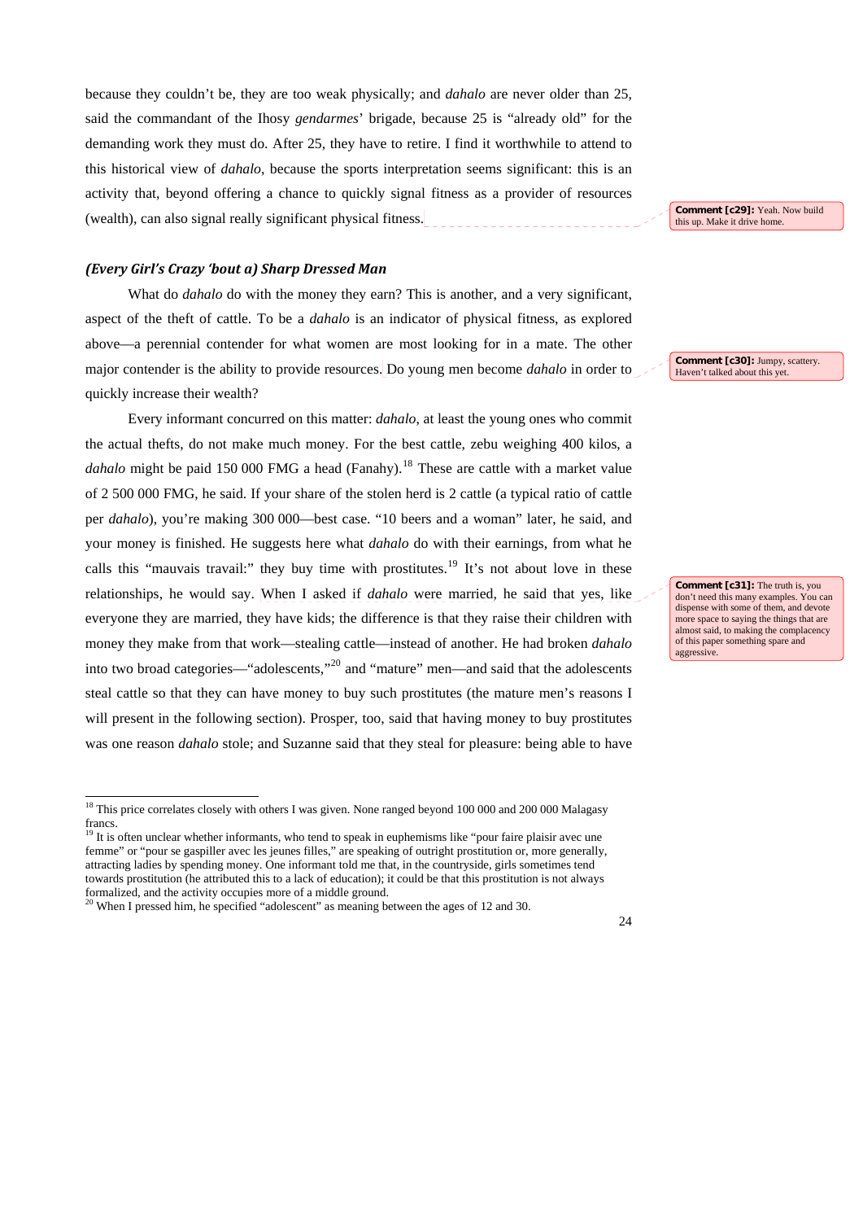because they couldn't be, they are too weak physically; and *dahalo* are never older than 25, said the commandant of the Ihosy *gendarmes*' brigade, because 25 is "already old" for the demanding work they must do. After 25, they have to retire. I find it worthwhile to attend to this historical view of *dahalo*, because the sports interpretation seems significant: this is an activity that, beyond offering a chance to quickly signal fitness as a provider of resources (wealth), can also signal really significant physical fitness.

**Comment [c29]:** Yeah. Now build this up. Make it drive home.

### *(Every Girl's Crazy 'bout a) Sharp Dressed Man*

What do *dahalo* do with the money they earn? This is another, and a very significant, aspect of the theft of cattle. To be a *dahalo* is an indicator of physical fitness, as explored above—a perennial contender for what women are most looking for in a mate. The other major contender is the ability to provide resources. Do young men become *dahalo* in order to quickly increase their wealth?

**Comment [c30]:** Jumpy, scattery. Haven't talked about this yet.

Every informant concurred on this matter: *dahalo*, at least the young ones who commit the actual thefts, do not make much money. For the best cattle, zebu weighing 400 kilos, a *dahalo* might be paid 150 000 FMG a head (Fanahy).[18] These are cattle with a market value of 2 500 000 FMG, he said. If your share of the stolen herd is 2 cattle (a typical ratio of cattle per *dahalo*), you're making 300 000—best case. "10 beers and a woman" later, he said, and your money is finished. He suggests here what *dahalo* do with their earnings, from what he calls this "mauvais travail:" they buy time with prostitutes.[19] It's not about love in these relationships, he would say. When I asked if *dahalo* were married, he said that yes, like everyone they are married, they have kids; the difference is that they raise their children with money they make from that work—stealing cattle—instead of another. He had broken *dahalo* into two broad categories—"adolescents,"[20] and "mature" men—and said that the adolescents steal cattle so that they can have money to buy such prostitutes (the mature men's reasons I will present in the following section). Prosper, too, said that having money to buy prostitutes was one reason *dahalo* stole; and Suzanne said that they steal for pleasure: being able to have

**Comment [c31]:** The truth is, you don't need this many examples. You can dispense with some of them, and devote more space to saying the things that are almost said, to making the complacency of this paper something spare and aggressive.

---

[18] This price correlates closely with others I was given. None ranged beyond 100 000 and 200 000 Malagasy francs.

[19] It is often unclear whether informants, who tend to speak in euphemisms like "pour faire plaisir avec une femme" or "pour se gaspiller avec les jeunes filles," are speaking of outright prostitution or, more generally, attracting ladies by spending money. One informant told me that, in the countryside, girls sometimes tend towards prostitution (he attributed this to a lack of education); it could be that this prostitution is not always formalized, and the activity occupies more of a middle ground.

[20] When I pressed him, he specified "adolescent" as meaning between the ages of 12 and 30.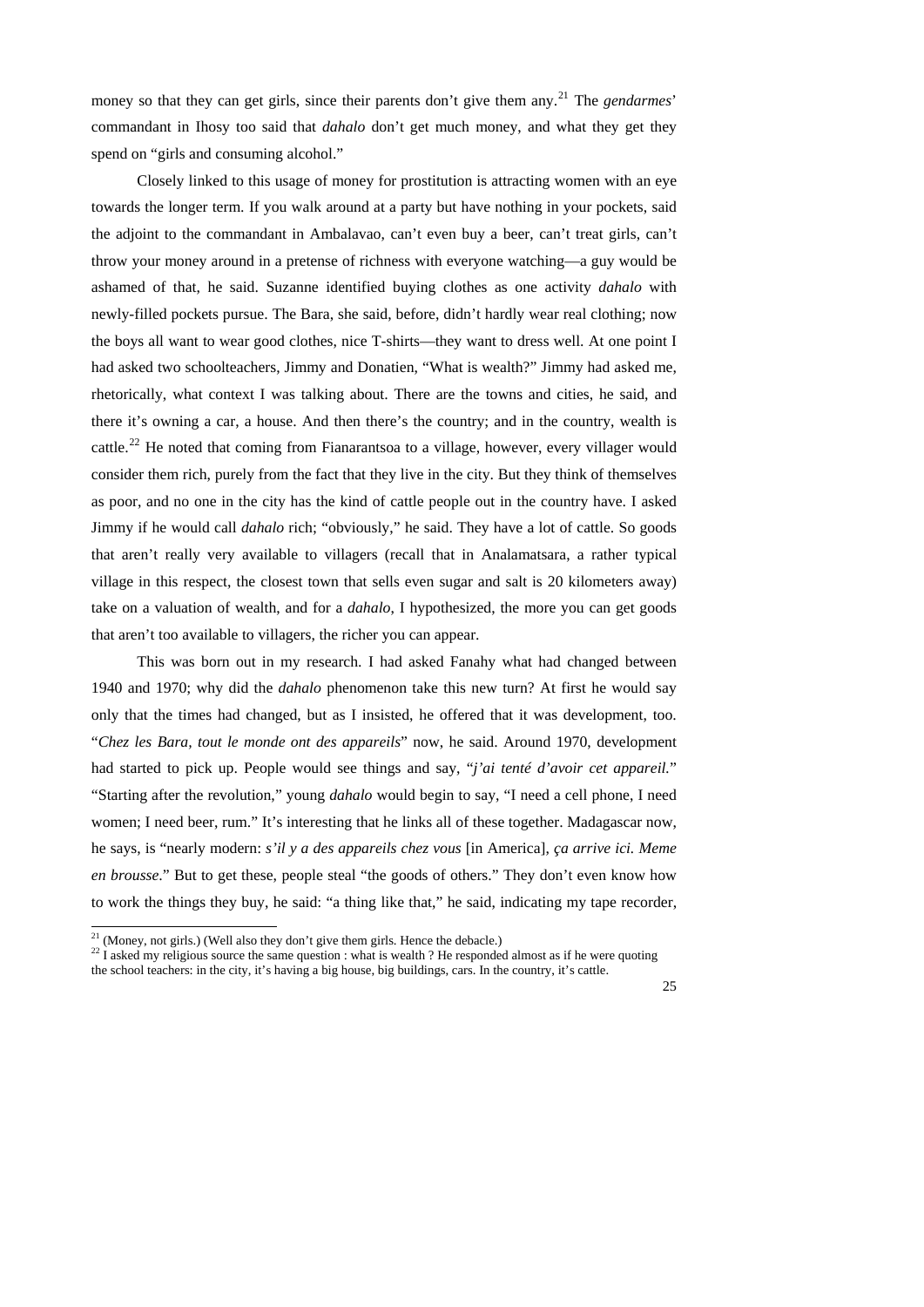money so that they can get girls, since their parents don't give them any.[21] The *gendarmes*' commandant in Ihosy too said that *dahalo* don't get much money, and what they get they spend on "girls and consuming alcohol."

Closely linked to this usage of money for prostitution is attracting women with an eye towards the longer term. If you walk around at a party but have nothing in your pockets, said the adjoint to the commandant in Ambalavao, can't even buy a beer, can't treat girls, can't throw your money around in a pretense of richness with everyone watching—a guy would be ashamed of that, he said. Suzanne identified buying clothes as one activity *dahalo* with newly-filled pockets pursue. The Bara, she said, before, didn't hardly wear real clothing; now the boys all want to wear good clothes, nice T-shirts—they want to dress well. At one point I had asked two schoolteachers, Jimmy and Donatien, "What is wealth?" Jimmy had asked me, rhetorically, what context I was talking about. There are the towns and cities, he said, and there it's owning a car, a house. And then there's the country; and in the country, wealth is cattle.[22] He noted that coming from Fianarantsoa to a village, however, every villager would consider them rich, purely from the fact that they live in the city. But they think of themselves as poor, and no one in the city has the kind of cattle people out in the country have. I asked Jimmy if he would call *dahalo* rich; "obviously," he said. They have a lot of cattle. So goods that aren't really very available to villagers (recall that in Analamatsara, a rather typical village in this respect, the closest town that sells even sugar and salt is 20 kilometers away) take on a valuation of wealth, and for a *dahalo*, I hypothesized, the more you can get goods that aren't too available to villagers, the richer you can appear.

This was born out in my research. I had asked Fanahy what had changed between 1940 and 1970; why did the *dahalo* phenomenon take this new turn? At first he would say only that the times had changed, but as I insisted, he offered that it was development, too. "*Chez les Bara, tout le monde ont des appareils*" now, he said. Around 1970, development had started to pick up. People would see things and say, "*j'ai tenté d'avoir cet appareil.*" "Starting after the revolution," young *dahalo* would begin to say, "I need a cell phone, I need women; I need beer, rum." It's interesting that he links all of these together. Madagascar now, he says, is "nearly modern: *s'il y a des appareils chez vous* [in America], *ça arrive ici. Meme en brousse*." But to get these, people steal "the goods of others." They don't even know how to work the things they buy, he said: "a thing like that," he said, indicating my tape recorder,

[21] (Money, not girls.) (Well also they don't give them girls. Hence the debacle.)

[22] I asked my religious source the same question : what is wealth ? He responded almost as if he were quoting the school teachers: in the city, it's having a big house, big buildings, cars. In the country, it's cattle.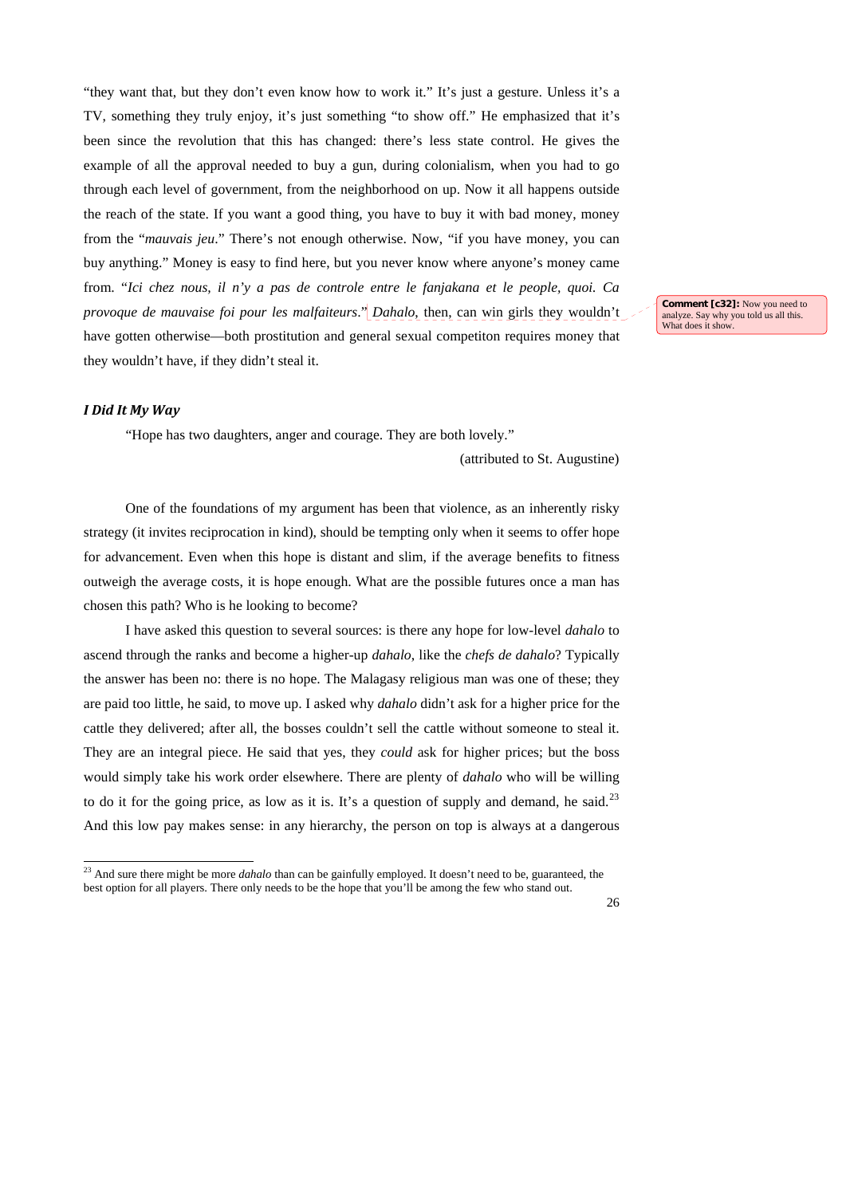"they want that, but they don't even know how to work it." It's just a gesture. Unless it's a TV, something they truly enjoy, it's just something "to show off." He emphasized that it's been since the revolution that this has changed: there's less state control. He gives the example of all the approval needed to buy a gun, during colonialism, when you had to go through each level of government, from the neighborhood on up. Now it all happens outside the reach of the state. If you want a good thing, you have to buy it with bad money, money from the "*mauvais jeu*." There's not enough otherwise. Now, "if you have money, you can buy anything." Money is easy to find here, but you never know where anyone's money came from. "*Ici chez nous, il n'y a pas de controle entre le fanjakana et le people, quoi. Ca provoque de mauvaise foi pour les malfaiteurs*." *Dahalo*, then, can win girls they wouldn't have gotten otherwise—both prostitution and general sexual competiton requires money that they wouldn't have, if they didn't steal it.

> **Comment [c32]:** Now you need to analyze. Say why you told us all this. What does it show.

### *I Did It My Way*

"Hope has two daughters, anger and courage. They are both lovely."

(attributed to St. Augustine)

One of the foundations of my argument has been that violence, as an inherently risky strategy (it invites reciprocation in kind), should be tempting only when it seems to offer hope for advancement. Even when this hope is distant and slim, if the average benefits to fitness outweigh the average costs, it is hope enough. What are the possible futures once a man has chosen this path? Who is he looking to become?

I have asked this question to several sources: is there any hope for low-level *dahalo* to ascend through the ranks and become a higher-up *dahalo*, like the *chefs de dahalo*? Typically the answer has been no: there is no hope. The Malagasy religious man was one of these; they are paid too little, he said, to move up. I asked why *dahalo* didn't ask for a higher price for the cattle they delivered; after all, the bosses couldn't sell the cattle without someone to steal it. They are an integral piece. He said that yes, they *could* ask for higher prices; but the boss would simply take his work order elsewhere. There are plenty of *dahalo* who will be willing to do it for the going price, as low as it is. It's a question of supply and demand, he said.[23] And this low pay makes sense: in any hierarchy, the person on top is always at a dangerous

[23] And sure there might be more *dahalo* than can be gainfully employed. It doesn't need to be, guaranteed, the best option for all players. There only needs to be the hope that you'll be among the few who stand out.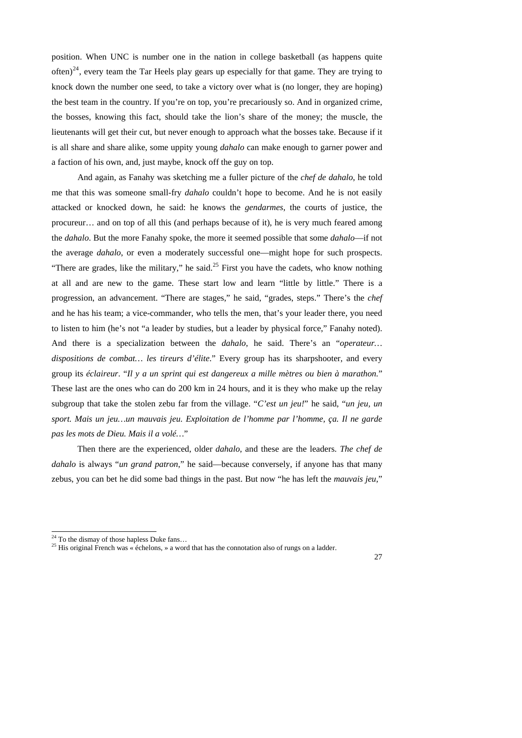position. When UNC is number one in the nation in college basketball (as happens quite often)[24], every team the Tar Heels play gears up especially for that game. They are trying to knock down the number one seed, to take a victory over what is (no longer, they are hoping) the best team in the country. If you're on top, you're precariously so. And in organized crime, the bosses, knowing this fact, should take the lion's share of the money; the muscle, the lieutenants will get their cut, but never enough to approach what the bosses take. Because if it is all share and share alike, some uppity young *dahalo* can make enough to garner power and a faction of his own, and, just maybe, knock off the guy on top.

And again, as Fanahy was sketching me a fuller picture of the *chef de dahalo*, he told me that this was someone small-fry *dahalo* couldn't hope to become. And he is not easily attacked or knocked down, he said: he knows the *gendarmes*, the courts of justice, the procureur… and on top of all this (and perhaps because of it), he is very much feared among the *dahalo*. But the more Fanahy spoke, the more it seemed possible that some *dahalo*—if not the average *dahalo*, or even a moderately successful one—might hope for such prospects. "There are grades, like the military," he said.[25] First you have the cadets, who know nothing at all and are new to the game. These start low and learn "little by little." There is a progression, an advancement. "There are stages," he said, "grades, steps." There's the *chef* and he has his team; a vice-commander, who tells the men, that's your leader there, you need to listen to him (he's not "a leader by studies, but a leader by physical force," Fanahy noted). And there is a specialization between the *dahalo*, he said. There's an "*operateur… dispositions de combat… les tireurs d'élite*." Every group has its sharpshooter, and every group its *éclaireur*. "*Il y a un sprint qui est dangereux a mille mètres ou bien à marathon.*" These last are the ones who can do 200 km in 24 hours, and it is they who make up the relay subgroup that take the stolen zebu far from the village. "*C'est un jeu!*" he said, "*un jeu, un sport. Mais un jeu…un mauvais jeu. Exploitation de l'homme par l'homme, ça. Il ne garde pas les mots de Dieu. Mais il a volé…*"

Then there are the experienced, older *dahalo*, and these are the leaders. *The chef de dahalo* is always "*un grand patron*," he said—because conversely, if anyone has that many zebus, you can bet he did some bad things in the past. But now "he has left the *mauvais jeu*,"

---

[24] To the dismay of those hapless Duke fans…

[25] His original French was « échelons, » a word that has the connotation also of rungs on a ladder.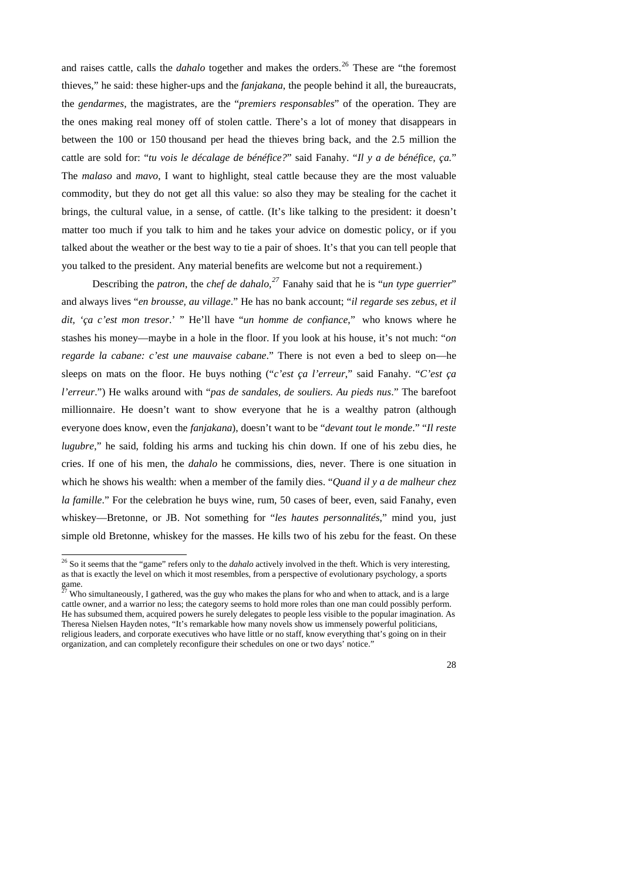and raises cattle, calls the *dahalo* together and makes the orders.[26] These are "the foremost thieves," he said: these higher-ups and the *fanjakana*, the people behind it all, the bureaucrats, the *gendarmes*, the magistrates, are the "*premiers responsables*" of the operation. They are the ones making real money off of stolen cattle. There's a lot of money that disappears in between the 100 or 150 thousand per head the thieves bring back, and the 2.5 million the cattle are sold for: "*tu vois le décalage de bénéfice?*" said Fanahy. "*Il y a de bénéfice, ça.*" The *malaso* and *mavo*, I want to highlight, steal cattle because they are the most valuable commodity, but they do not get all this value: so also they may be stealing for the cachet it brings, the cultural value, in a sense, of cattle. (It's like talking to the president: it doesn't matter too much if you talk to him and he takes your advice on domestic policy, or if you talked about the weather or the best way to tie a pair of shoes. It's that you can tell people that you talked to the president. Any material benefits are welcome but not a requirement.)

Describing the *patron*, the *chef de dahalo*,[27] Fanahy said that he is "*un type guerrier*" and always lives "*en brousse, au village*." He has no bank account; "*il regarde ses zebus, et il dit, 'ça c'est mon tresor*.' " He'll have "*un homme de confiance*," who knows where he stashes his money—maybe in a hole in the floor. If you look at his house, it's not much: "*on regarde la cabane: c'est une mauvaise cabane*." There is not even a bed to sleep on—he sleeps on mats on the floor. He buys nothing ("*c'est ça l'erreur*," said Fanahy. "*C'est ça l'erreur*.") He walks around with "*pas de sandales, de souliers. Au pieds nus*." The barefoot millionnaire. He doesn't want to show everyone that he is a wealthy patron (although everyone does know, even the *fanjakana*), doesn't want to be "*devant tout le monde*." "*Il reste lugubre*," he said, folding his arms and tucking his chin down. If one of his zebu dies, he cries. If one of his men, the *dahalo* he commissions, dies, never. There is one situation in which he shows his wealth: when a member of the family dies. "*Quand il y a de malheur chez la famille*." For the celebration he buys wine, rum, 50 cases of beer, even, said Fanahy, even whiskey—Bretonne, or JB. Not something for "*les hautes personnalités*," mind you, just simple old Bretonne, whiskey for the masses. He kills two of his zebu for the feast. On these

---

[26] So it seems that the "game" refers only to the *dahalo* actively involved in the theft. Which is very interesting, as that is exactly the level on which it most resembles, from a perspective of evolutionary psychology, a sports game.

[27] Who simultaneously, I gathered, was the guy who makes the plans for who and when to attack, and is a large cattle owner, and a warrior no less; the category seems to hold more roles than one man could possibly perform. He has subsumed them, acquired powers he surely delegates to people less visible to the popular imagination. As Theresa Nielsen Hayden notes, "It's remarkable how many novels show us immensely powerful politicians, religious leaders, and corporate executives who have little or no staff, know everything that's going on in their organization, and can completely reconfigure their schedules on one or two days' notice."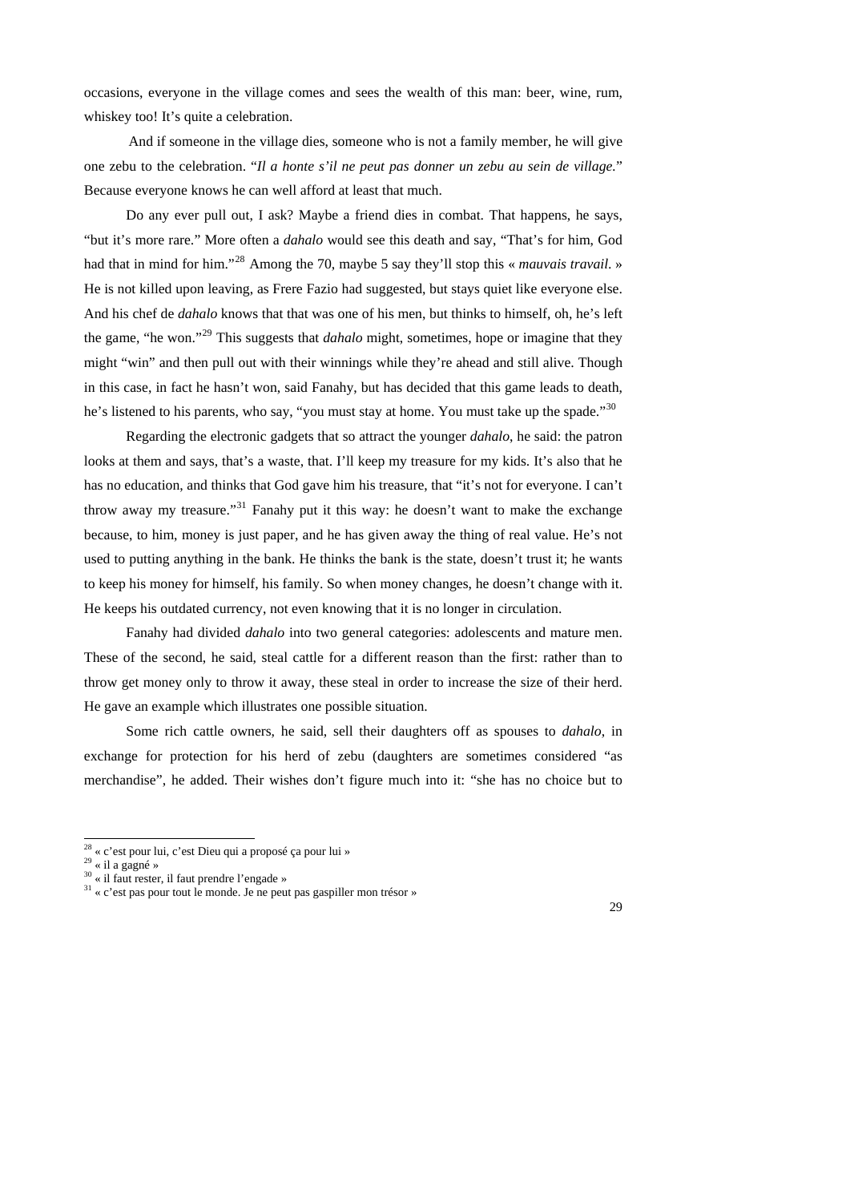occasions, everyone in the village comes and sees the wealth of this man: beer, wine, rum, whiskey too! It's quite a celebration.

And if someone in the village dies, someone who is not a family member, he will give one zebu to the celebration. "*Il a honte s'il ne peut pas donner un zebu au sein de village.*" Because everyone knows he can well afford at least that much.

Do any ever pull out, I ask? Maybe a friend dies in combat. That happens, he says, "but it's more rare." More often a *dahalo* would see this death and say, "That's for him, God had that in mind for him."[28] Among the 70, maybe 5 say they'll stop this « *mauvais travail*. » He is not killed upon leaving, as Frere Fazio had suggested, but stays quiet like everyone else. And his chef de *dahalo* knows that that was one of his men, but thinks to himself, oh, he's left the game, "he won."[29] This suggests that *dahalo* might, sometimes, hope or imagine that they might "win" and then pull out with their winnings while they're ahead and still alive. Though in this case, in fact he hasn't won, said Fanahy, but has decided that this game leads to death, he's listened to his parents, who say, "you must stay at home. You must take up the spade."[30]

Regarding the electronic gadgets that so attract the younger *dahalo*, he said: the patron looks at them and says, that's a waste, that. I'll keep my treasure for my kids. It's also that he has no education, and thinks that God gave him his treasure, that "it's not for everyone. I can't throw away my treasure."[31] Fanahy put it this way: he doesn't want to make the exchange because, to him, money is just paper, and he has given away the thing of real value. He's not used to putting anything in the bank. He thinks the bank is the state, doesn't trust it; he wants to keep his money for himself, his family. So when money changes, he doesn't change with it. He keeps his outdated currency, not even knowing that it is no longer in circulation.

Fanahy had divided *dahalo* into two general categories: adolescents and mature men. These of the second, he said, steal cattle for a different reason than the first: rather than to throw get money only to throw it away, these steal in order to increase the size of their herd. He gave an example which illustrates one possible situation.

Some rich cattle owners, he said, sell their daughters off as spouses to *dahalo*, in exchange for protection for his herd of zebu (daughters are sometimes considered "as merchandise", he added. Their wishes don't figure much into it: "she has no choice but to

---

[28] « c'est pour lui, c'est Dieu qui a proposé ça pour lui »

[29] « il a gagné »

[30] « il faut rester, il faut prendre l'engade »

[31] « c'est pas pour tout le monde. Je ne peut pas gaspiller mon trésor »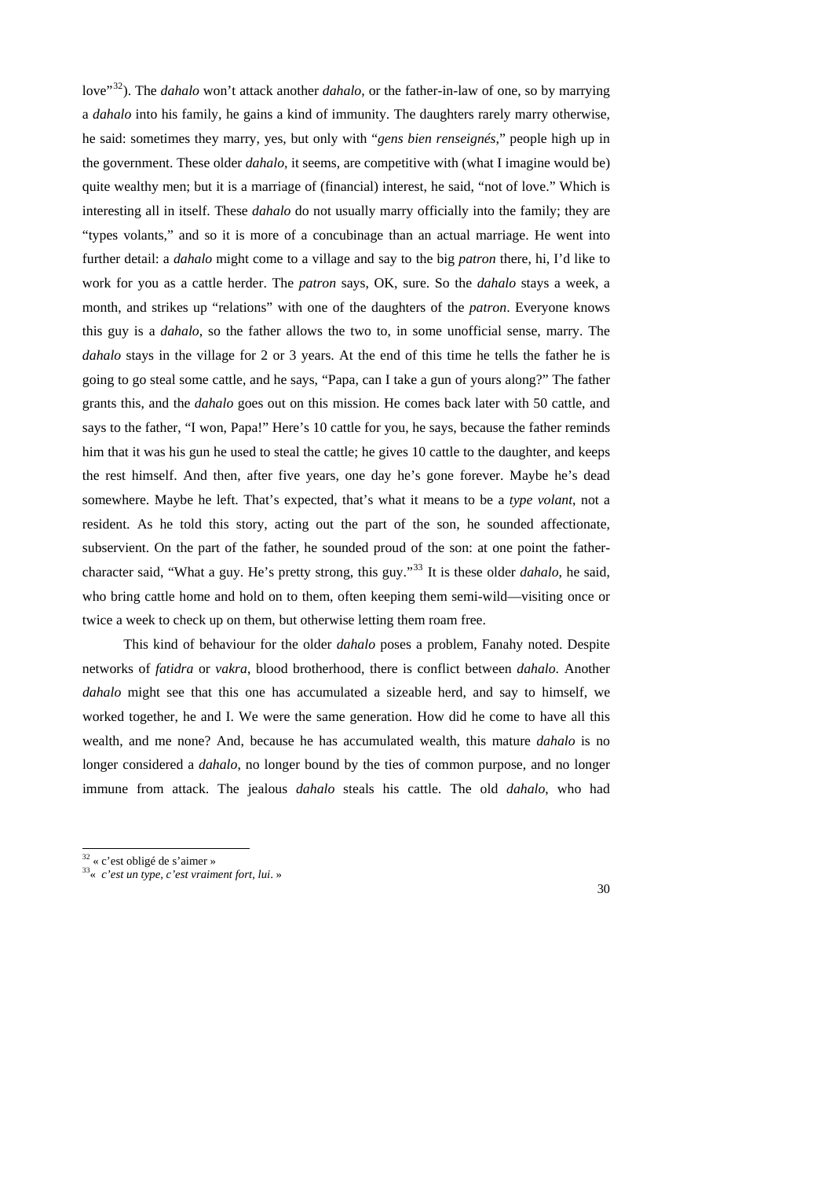love"[32]). The *dahalo* won't attack another *dahalo*, or the father-in-law of one, so by marrying a *dahalo* into his family, he gains a kind of immunity. The daughters rarely marry otherwise, he said: sometimes they marry, yes, but only with "*gens bien renseignés*," people high up in the government. These older *dahalo*, it seems, are competitive with (what I imagine would be) quite wealthy men; but it is a marriage of (financial) interest, he said, "not of love." Which is interesting all in itself. These *dahalo* do not usually marry officially into the family; they are "types volants," and so it is more of a concubinage than an actual marriage. He went into further detail: a *dahalo* might come to a village and say to the big *patron* there, hi, I'd like to work for you as a cattle herder. The *patron* says, OK, sure. So the *dahalo* stays a week, a month, and strikes up "relations" with one of the daughters of the *patron*. Everyone knows this guy is a *dahalo*, so the father allows the two to, in some unofficial sense, marry. The *dahalo* stays in the village for 2 or 3 years. At the end of this time he tells the father he is going to go steal some cattle, and he says, "Papa, can I take a gun of yours along?" The father grants this, and the *dahalo* goes out on this mission. He comes back later with 50 cattle, and says to the father, "I won, Papa!" Here's 10 cattle for you, he says, because the father reminds him that it was his gun he used to steal the cattle; he gives 10 cattle to the daughter, and keeps the rest himself. And then, after five years, one day he's gone forever. Maybe he's dead somewhere. Maybe he left. That's expected, that's what it means to be a *type volant*, not a resident. As he told this story, acting out the part of the son, he sounded affectionate, subservient. On the part of the father, he sounded proud of the son: at one point the father-character said, "What a guy. He's pretty strong, this guy."[33] It is these older *dahalo*, he said, who bring cattle home and hold on to them, often keeping them semi-wild—visiting once or twice a week to check up on them, but otherwise letting them roam free.

This kind of behaviour for the older *dahalo* poses a problem, Fanahy noted. Despite networks of *fatidra* or *vakra*, blood brotherhood, there is conflict between *dahalo*. Another *dahalo* might see that this one has accumulated a sizeable herd, and say to himself, we worked together, he and I. We were the same generation. How did he come to have all this wealth, and me none? And, because he has accumulated wealth, this mature *dahalo* is no longer considered a *dahalo*, no longer bound by the ties of common purpose, and no longer immune from attack. The jealous *dahalo* steals his cattle. The old *dahalo*, who had

---

[32] « c'est obligé de s'aimer »

[33] « *c'est un type, c'est vraiment fort, lui*. »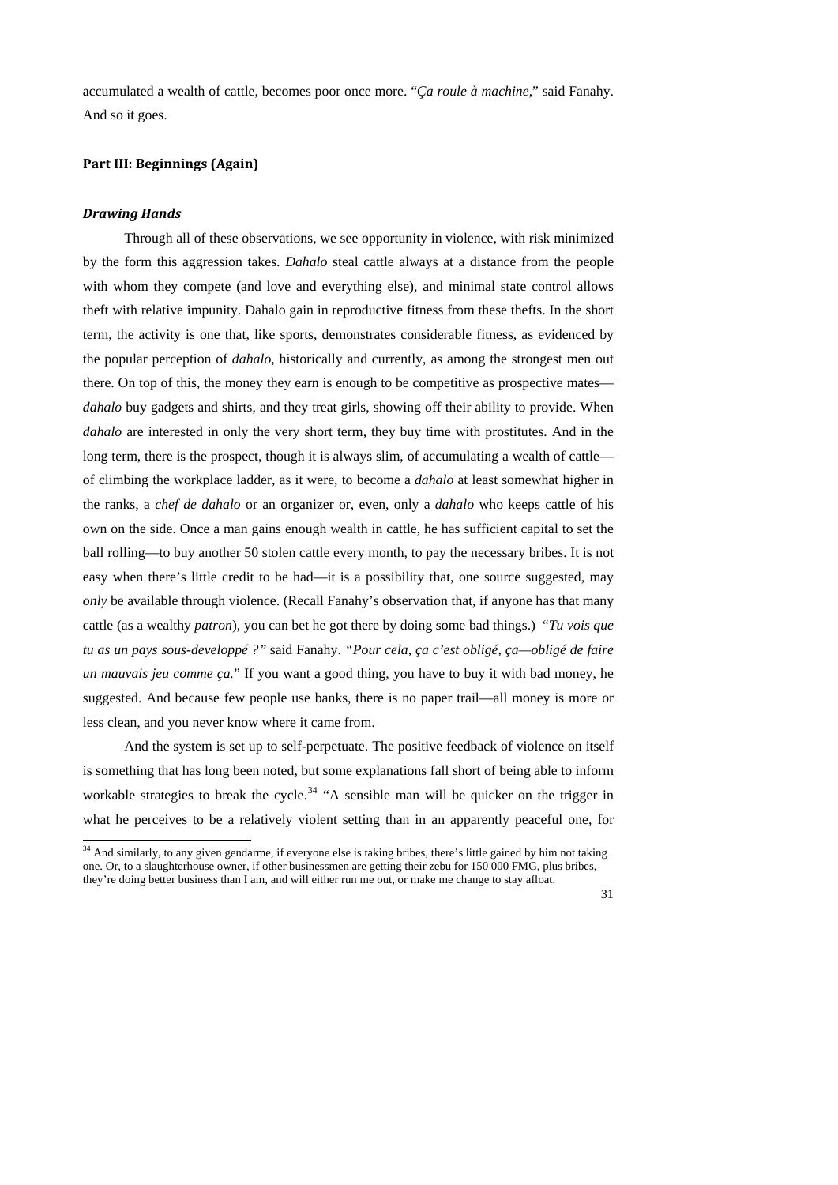accumulated a wealth of cattle, becomes poor once more. "*Ça roule à machine*," said Fanahy. And so it goes.

## Part III: Beginnings (Again)

### *Drawing Hands*

Through all of these observations, we see opportunity in violence, with risk minimized by the form this aggression takes. *Dahalo* steal cattle always at a distance from the people with whom they compete (and love and everything else), and minimal state control allows theft with relative impunity. Dahalo gain in reproductive fitness from these thefts. In the short term, the activity is one that, like sports, demonstrates considerable fitness, as evidenced by the popular perception of *dahalo*, historically and currently, as among the strongest men out there. On top of this, the money they earn is enough to be competitive as prospective mates—*dahalo* buy gadgets and shirts, and they treat girls, showing off their ability to provide. When *dahalo* are interested in only the very short term, they buy time with prostitutes. And in the long term, there is the prospect, though it is always slim, of accumulating a wealth of cattle—of climbing the workplace ladder, as it were, to become a *dahalo* at least somewhat higher in the ranks, a *chef de dahalo* or an organizer or, even, only a *dahalo* who keeps cattle of his own on the side. Once a man gains enough wealth in cattle, he has sufficient capital to set the ball rolling—to buy another 50 stolen cattle every month, to pay the necessary bribes. It is not easy when there's little credit to be had—it is a possibility that, one source suggested, may *only* be available through violence. (Recall Fanahy's observation that, if anyone has that many cattle (as a wealthy *patron*), you can bet he got there by doing some bad things.) *"Tu vois que tu as un pays sous-developpé ?"* said Fanahy. *"Pour cela, ça c'est obligé, ça—obligé de faire un mauvais jeu comme ça.*" If you want a good thing, you have to buy it with bad money, he suggested. And because few people use banks, there is no paper trail—all money is more or less clean, and you never know where it came from.

And the system is set up to self-perpetuate. The positive feedback of violence on itself is something that has long been noted, but some explanations fall short of being able to inform workable strategies to break the cycle.[34] "A sensible man will be quicker on the trigger in what he perceives to be a relatively violent setting than in an apparently peaceful one, for

[34] And similarly, to any given gendarme, if everyone else is taking bribes, there's little gained by him not taking one. Or, to a slaughterhouse owner, if other businessmen are getting their zebu for 150 000 FMG, plus bribes, they're doing better business than I am, and will either run me out, or make me change to stay afloat.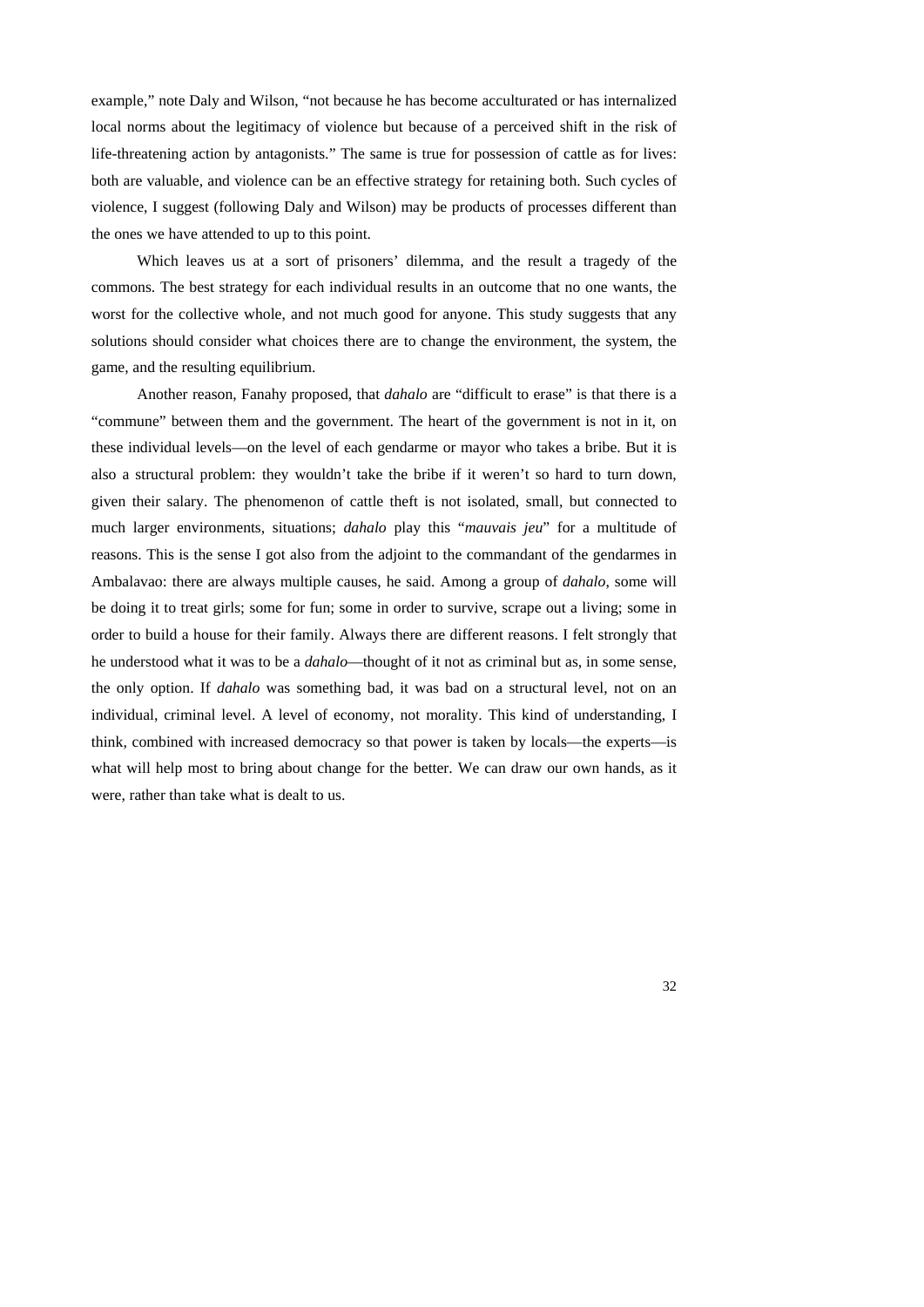example," note Daly and Wilson, "not because he has become acculturated or has internalized local norms about the legitimacy of violence but because of a perceived shift in the risk of life-threatening action by antagonists." The same is true for possession of cattle as for lives: both are valuable, and violence can be an effective strategy for retaining both. Such cycles of violence, I suggest (following Daly and Wilson) may be products of processes different than the ones we have attended to up to this point.

Which leaves us at a sort of prisoners' dilemma, and the result a tragedy of the commons. The best strategy for each individual results in an outcome that no one wants, the worst for the collective whole, and not much good for anyone. This study suggests that any solutions should consider what choices there are to change the environment, the system, the game, and the resulting equilibrium.

Another reason, Fanahy proposed, that *dahalo* are "difficult to erase" is that there is a "commune" between them and the government. The heart of the government is not in it, on these individual levels—on the level of each gendarme or mayor who takes a bribe. But it is also a structural problem: they wouldn't take the bribe if it weren't so hard to turn down, given their salary. The phenomenon of cattle theft is not isolated, small, but connected to much larger environments, situations; *dahalo* play this "*mauvais jeu*" for a multitude of reasons. This is the sense I got also from the adjoint to the commandant of the gendarmes in Ambalavao: there are always multiple causes, he said. Among a group of *dahalo*, some will be doing it to treat girls; some for fun; some in order to survive, scrape out a living; some in order to build a house for their family. Always there are different reasons. I felt strongly that he understood what it was to be a *dahalo*—thought of it not as criminal but as, in some sense, the only option. If *dahalo* was something bad, it was bad on a structural level, not on an individual, criminal level. A level of economy, not morality. This kind of understanding, I think, combined with increased democracy so that power is taken by locals—the experts—is what will help most to bring about change for the better. We can draw our own hands, as it were, rather than take what is dealt to us.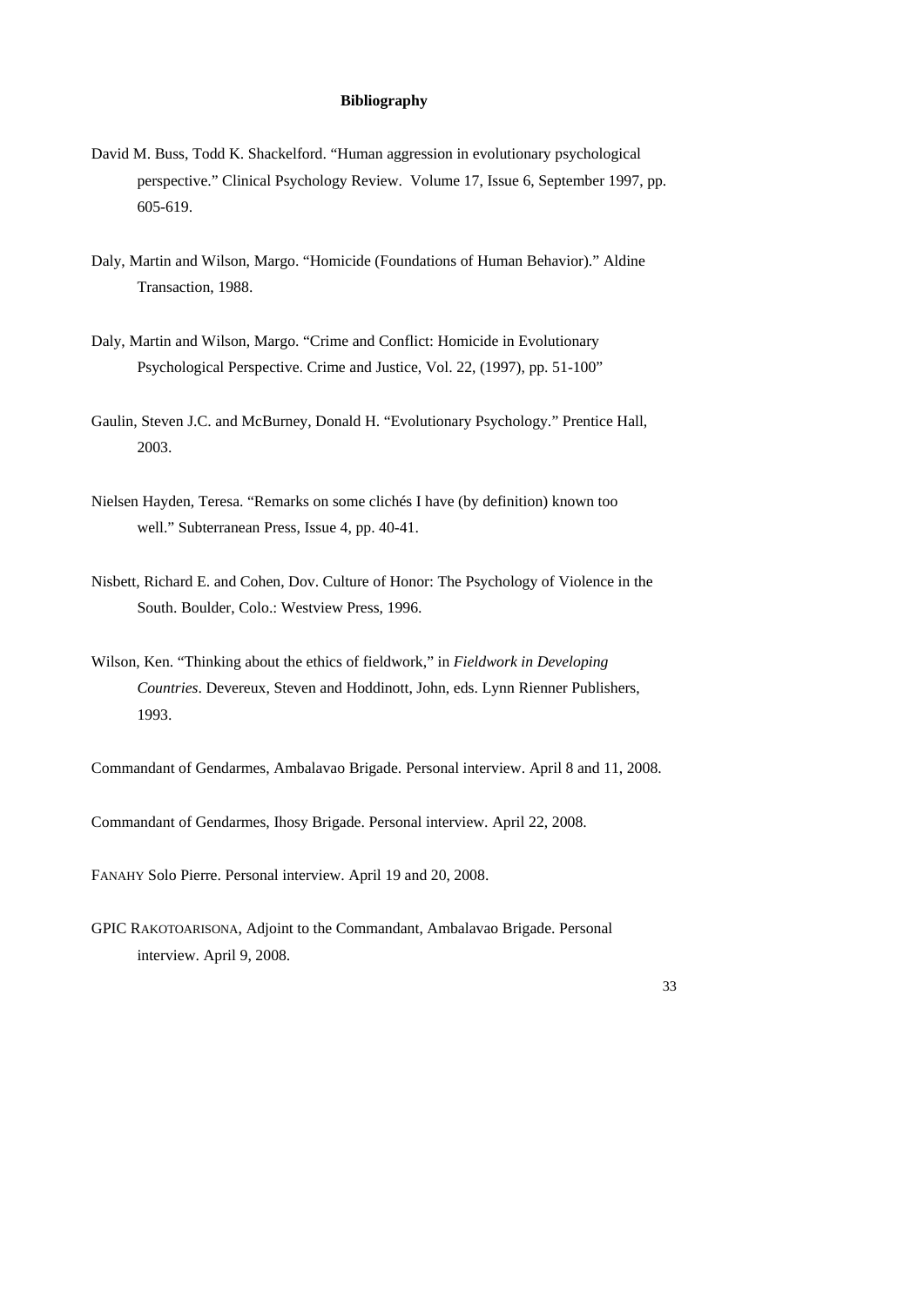## Bibliography

David M. Buss, Todd K. Shackelford. "Human aggression in evolutionary psychological perspective." Clinical Psychology Review. Volume 17, Issue 6, September 1997, pp. 605-619.

Daly, Martin and Wilson, Margo. "Homicide (Foundations of Human Behavior)." Aldine Transaction, 1988.

Daly, Martin and Wilson, Margo. "Crime and Conflict: Homicide in Evolutionary Psychological Perspective. Crime and Justice, Vol. 22, (1997), pp. 51-100"

Gaulin, Steven J.C. and McBurney, Donald H. "Evolutionary Psychology." Prentice Hall, 2003.

Nielsen Hayden, Teresa. "Remarks on some clichés I have (by definition) known too well." Subterranean Press, Issue 4, pp. 40-41.

Nisbett, Richard E. and Cohen, Dov. Culture of Honor: The Psychology of Violence in the South. Boulder, Colo.: Westview Press, 1996.

Wilson, Ken. "Thinking about the ethics of fieldwork," in *Fieldwork in Developing Countries*. Devereux, Steven and Hoddinott, John, eds. Lynn Rienner Publishers, 1993.

Commandant of Gendarmes, Ambalavao Brigade. Personal interview. April 8 and 11, 2008.

Commandant of Gendarmes, Ihosy Brigade. Personal interview. April 22, 2008.

FANAHY Solo Pierre. Personal interview. April 19 and 20, 2008.

GPIC RAKOTOARISONA, Adjoint to the Commandant, Ambalavao Brigade. Personal interview. April 9, 2008.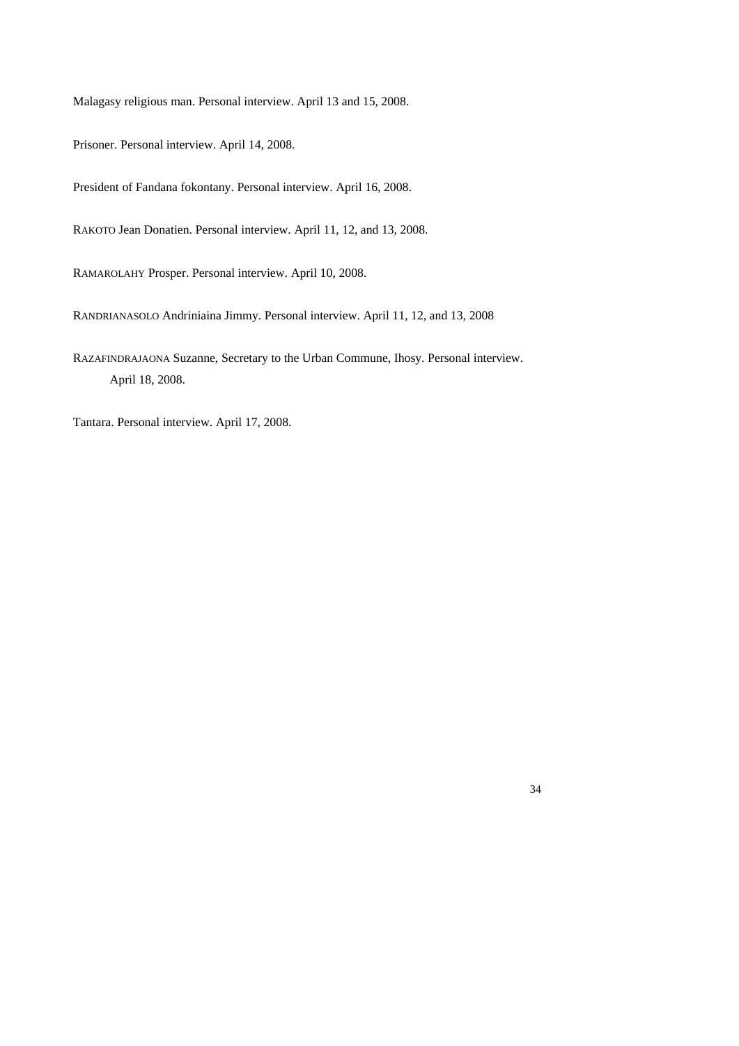Malagasy religious man. Personal interview. April 13 and 15, 2008.

Prisoner. Personal interview. April 14, 2008.

President of Fandana fokontany. Personal interview. April 16, 2008.

RAKOTO Jean Donatien. Personal interview. April 11, 12, and 13, 2008.

RAMAROLAHY Prosper. Personal interview. April 10, 2008.

RANDRIANASOLO Andriniaina Jimmy. Personal interview. April 11, 12, and 13, 2008

RAZAFINDRAJAONA Suzanne, Secretary to the Urban Commune, Ihosy. Personal interview. April 18, 2008.

Tantara. Personal interview. April 17, 2008.